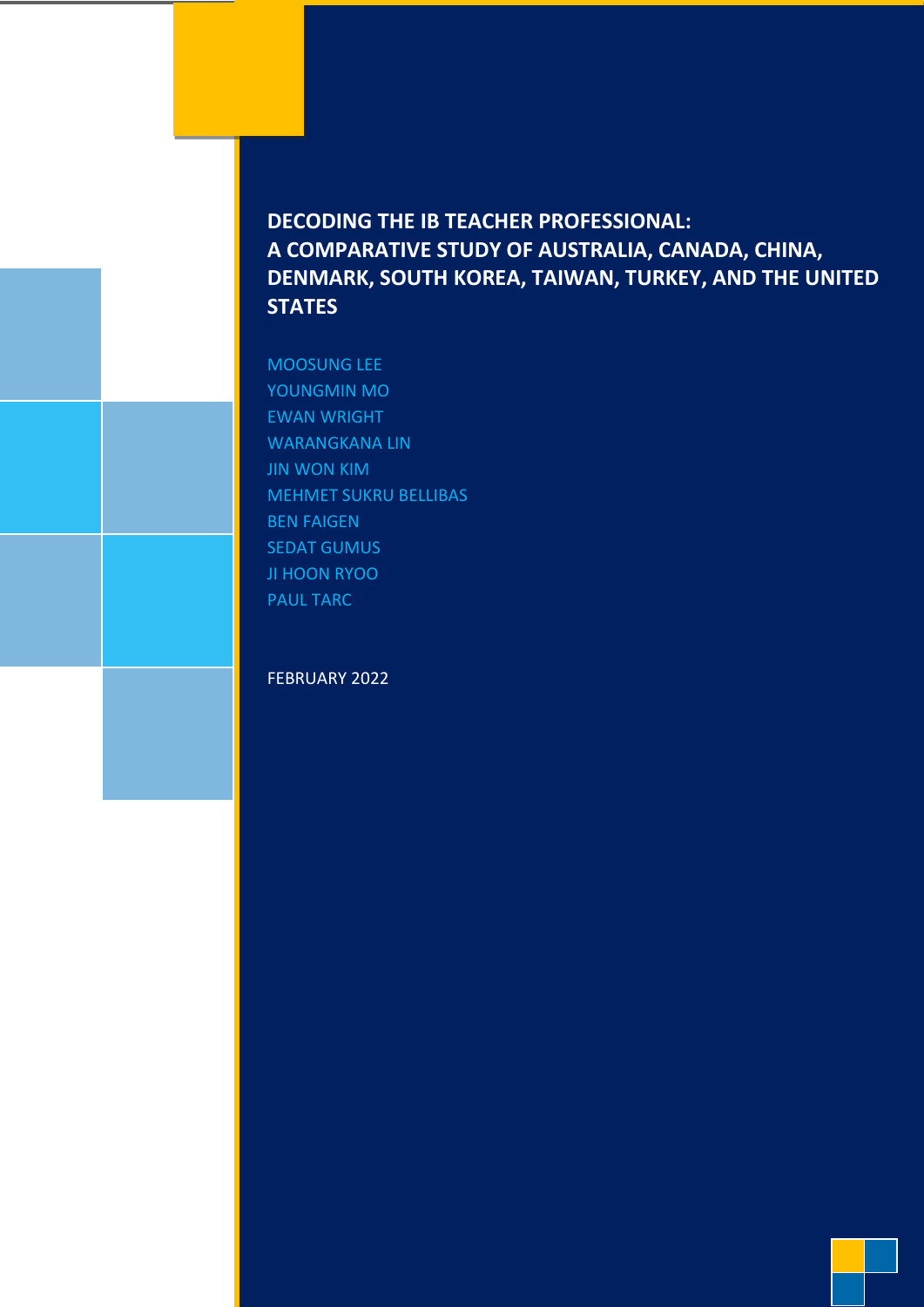# DECODING THE IB TEACHER PROFESSIONAL: A COMPARATIVE STUDY OF AUSTRALIA, CANADA, CHINA, DENMARK, SOUTH KOREA, TAIWAN, TURKEY, AND THE UNITED STATES

MOOSUNG LEE
YOUNGMIN MO
EWAN WRIGHT
WARANGKANA LIN
JIN WON KIM
MEHMET SUKRU BELLIBAS
BEN FAIGEN
SEDAT GUMUS
JI HOON RYOO
PAUL TARC

FEBRUARY 2022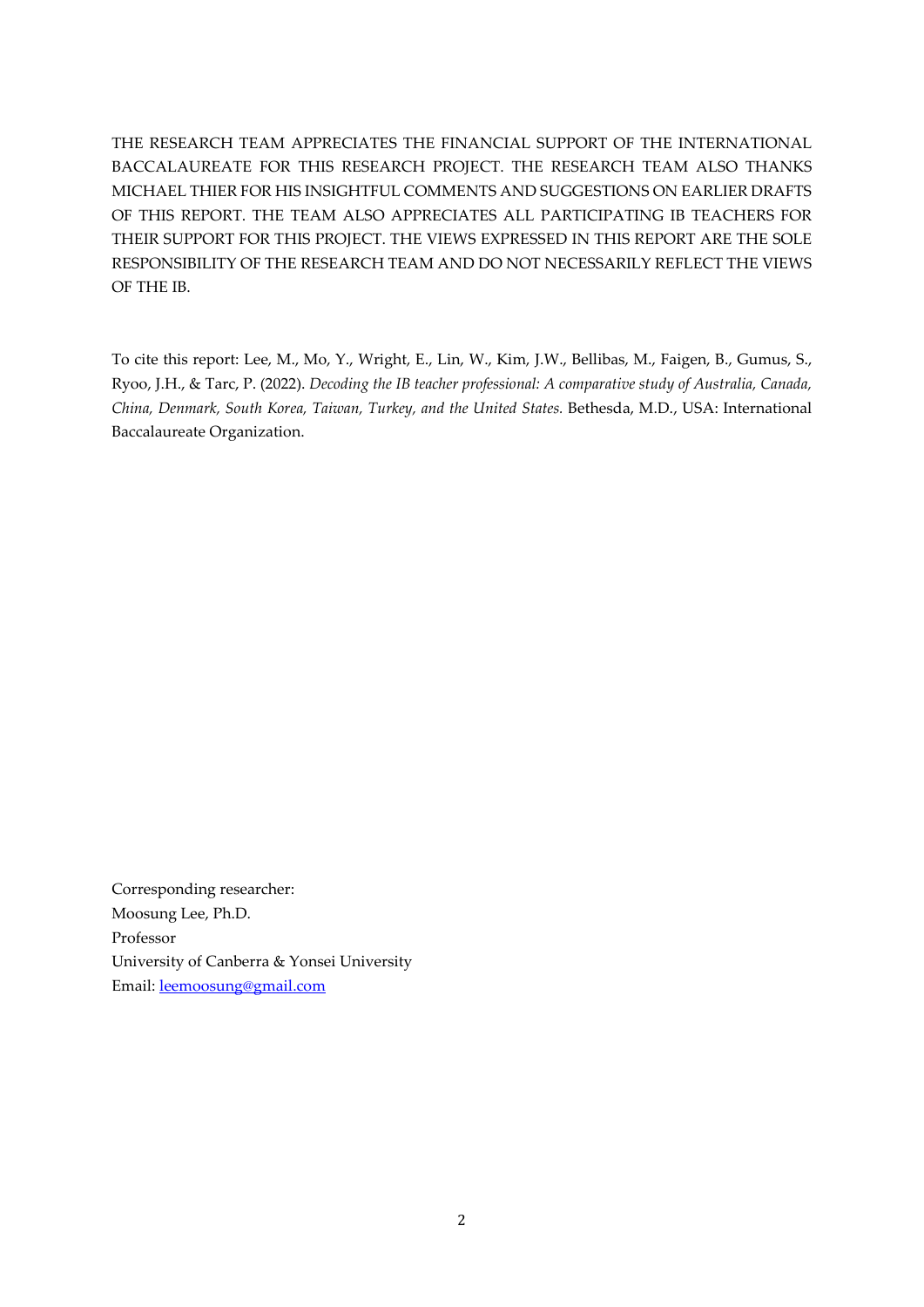THE RESEARCH TEAM APPRECIATES THE FINANCIAL SUPPORT OF THE INTERNATIONAL BACCALAUREATE FOR THIS RESEARCH PROJECT. THE RESEARCH TEAM ALSO THANKS MICHAEL THIER FOR HIS INSIGHTFUL COMMENTS AND SUGGESTIONS ON EARLIER DRAFTS OF THIS REPORT. THE TEAM ALSO APPRECIATES ALL PARTICIPATING IB TEACHERS FOR THEIR SUPPORT FOR THIS PROJECT. THE VIEWS EXPRESSED IN THIS REPORT ARE THE SOLE RESPONSIBILITY OF THE RESEARCH TEAM AND DO NOT NECESSARILY REFLECT THE VIEWS OF THE IB.

To cite this report: Lee, M., Mo, Y., Wright, E., Lin, W., Kim, J.W., Bellibas, M., Faigen, B., Gumus, S., Ryoo, J.H., & Tarc, P. (2022). *Decoding the IB teacher professional: A comparative study of Australia, Canada, China, Denmark, South Korea, Taiwan, Turkey, and the United States.* Bethesda, M.D., USA: International Baccalaureate Organization.

Corresponding researcher:
Moosung Lee, Ph.D.
Professor
University of Canberra & Yonsei University
Email: leemoosung@gmail.com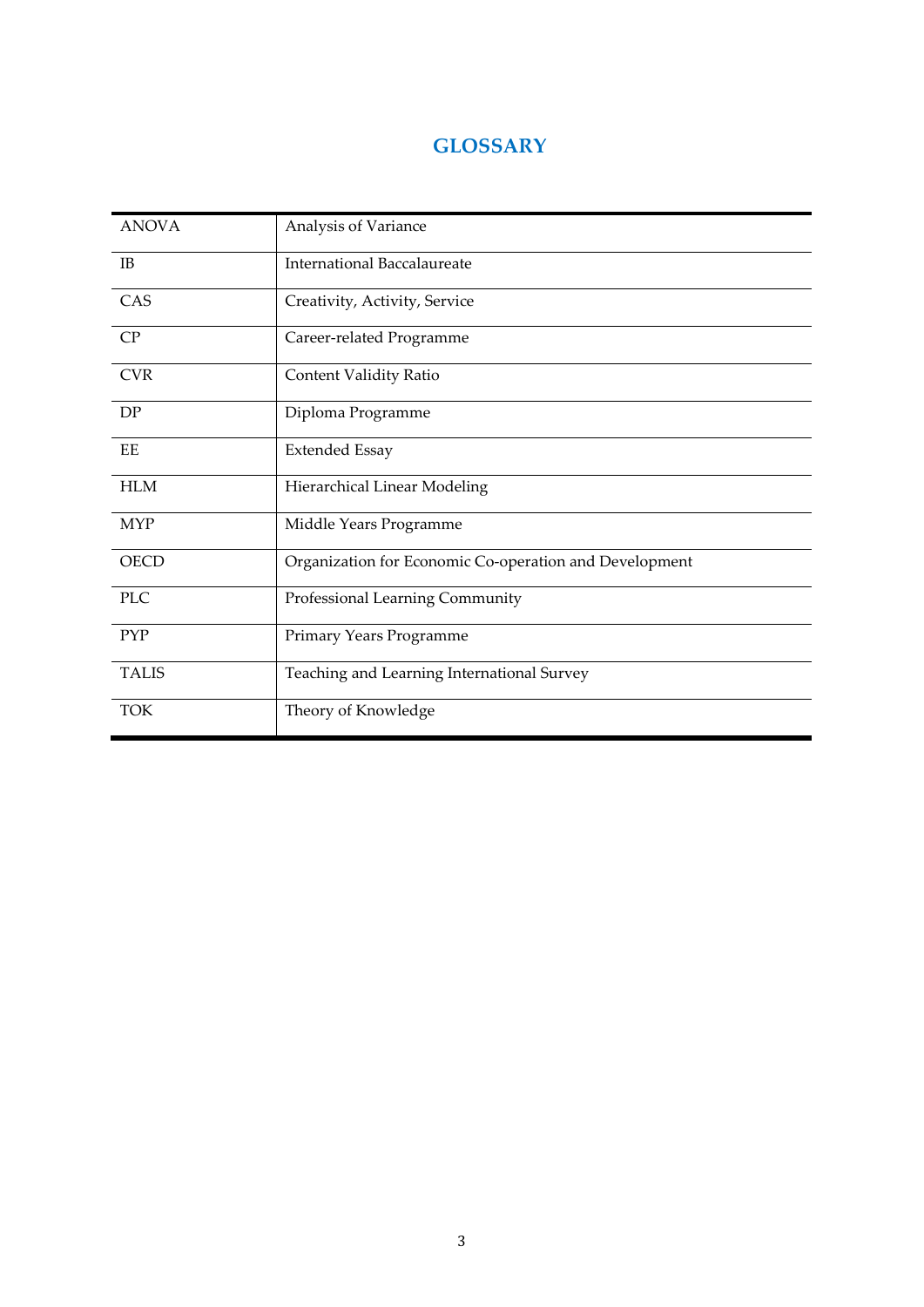# GLOSSARY

| | |
|---|---|
| ANOVA | Analysis of Variance |
| IB | International Baccalaureate |
| CAS | Creativity, Activity, Service |
| CP | Career-related Programme |
| CVR | Content Validity Ratio |
| DP | Diploma Programme |
| EE | Extended Essay |
| HLM | Hierarchical Linear Modeling |
| MYP | Middle Years Programme |
| OECD | Organization for Economic Co-operation and Development |
| PLC | Professional Learning Community |
| PYP | Primary Years Programme |
| TALIS | Teaching and Learning International Survey |
| TOK | Theory of Knowledge |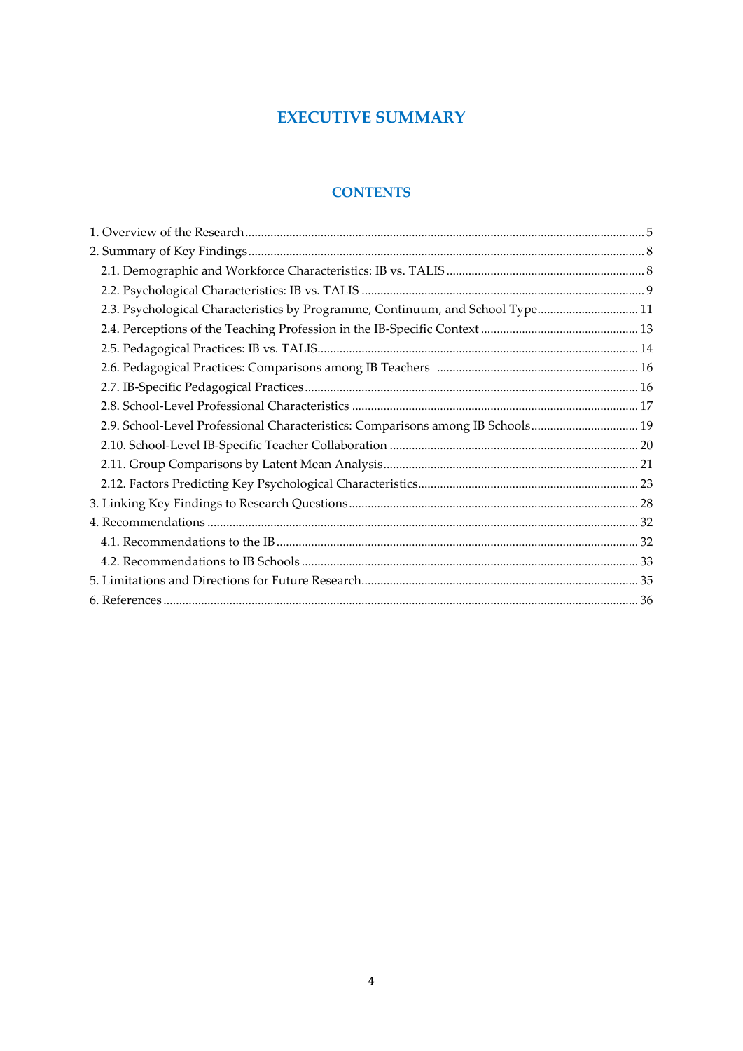# EXECUTIVE SUMMARY

## CONTENTS

1. Overview of the Research .................................................. 5
2. Summary of Key Findings .................................................. 8
   - 2.1. Demographic and Workforce Characteristics: IB vs. TALIS .................................................. 8
   - 2.2. Psychological Characteristics: IB vs. TALIS .................................................. 9
   - 2.3. Psychological Characteristics by Programme, Continuum, and School Type .................................................. 11
   - 2.4. Perceptions of the Teaching Profession in the IB-Specific Context .................................................. 13
   - 2.5. Pedagogical Practices: IB vs. TALIS .................................................. 14
   - 2.6. Pedagogical Practices: Comparisons among IB Teachers .................................................. 16
   - 2.7. IB-Specific Pedagogical Practices .................................................. 16
   - 2.8. School-Level Professional Characteristics .................................................. 17
   - 2.9. School-Level Professional Characteristics: Comparisons among IB Schools .................................................. 19
   - 2.10. School-Level IB-Specific Teacher Collaboration .................................................. 20
   - 2.11. Group Comparisons by Latent Mean Analysis .................................................. 21
   - 2.12. Factors Predicting Key Psychological Characteristics .................................................. 23
3. Linking Key Findings to Research Questions .................................................. 28
4. Recommendations .................................................. 32
   - 4.1. Recommendations to the IB .................................................. 32
   - 4.2. Recommendations to IB Schools .................................................. 33
5. Limitations and Directions for Future Research .................................................. 35
6. References .................................................. 36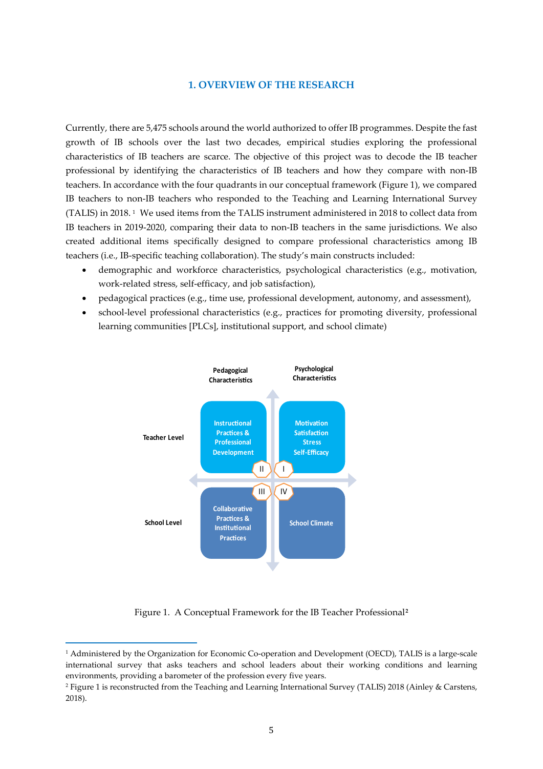## 1. OVERVIEW OF THE RESEARCH

Currently, there are 5,475 schools around the world authorized to offer IB programmes. Despite the fast growth of IB schools over the last two decades, empirical studies exploring the professional characteristics of IB teachers are scarce. The objective of this project was to decode the IB teacher professional by identifying the characteristics of IB teachers and how they compare with non-IB teachers. In accordance with the four quadrants in our conceptual framework (Figure 1), we compared IB teachers to non-IB teachers who responded to the Teaching and Learning International Survey (TALIS) in 2018. [1] We used items from the TALIS instrument administered in 2018 to collect data from IB teachers in 2019-2020, comparing their data to non-IB teachers in the same jurisdictions. We also created additional items specifically designed to compare professional characteristics among IB teachers (i.e., IB-specific teaching collaboration). The study's main constructs included:

- demographic and workforce characteristics, psychological characteristics (e.g., motivation, work-related stress, self-efficacy, and job satisfaction),
- pedagogical practices (e.g., time use, professional development, autonomy, and assessment),
- school-level professional characteristics (e.g., practices for promoting diversity, professional learning communities [PLCs], institutional support, and school climate)

| | Pedagogical Characteristics | Psychological Characteristics |
|---|---|---|
| Teacher Level | II: Instructional Practices & Professional Development | I: Motivation, Satisfaction, Stress, Self-Efficacy |
| School Level | III: Collaborative Practices & Institutional Practices | IV: School Climate |

Figure 1. A Conceptual Framework for the IB Teacher Professional[2]

---

[1] Administered by the Organization for Economic Co-operation and Development (OECD), TALIS is a large-scale international survey that asks teachers and school leaders about their working conditions and learning environments, providing a barometer of the profession every five years.

[2] Figure 1 is reconstructed from the Teaching and Learning International Survey (TALIS) 2018 (Ainley & Carstens, 2018).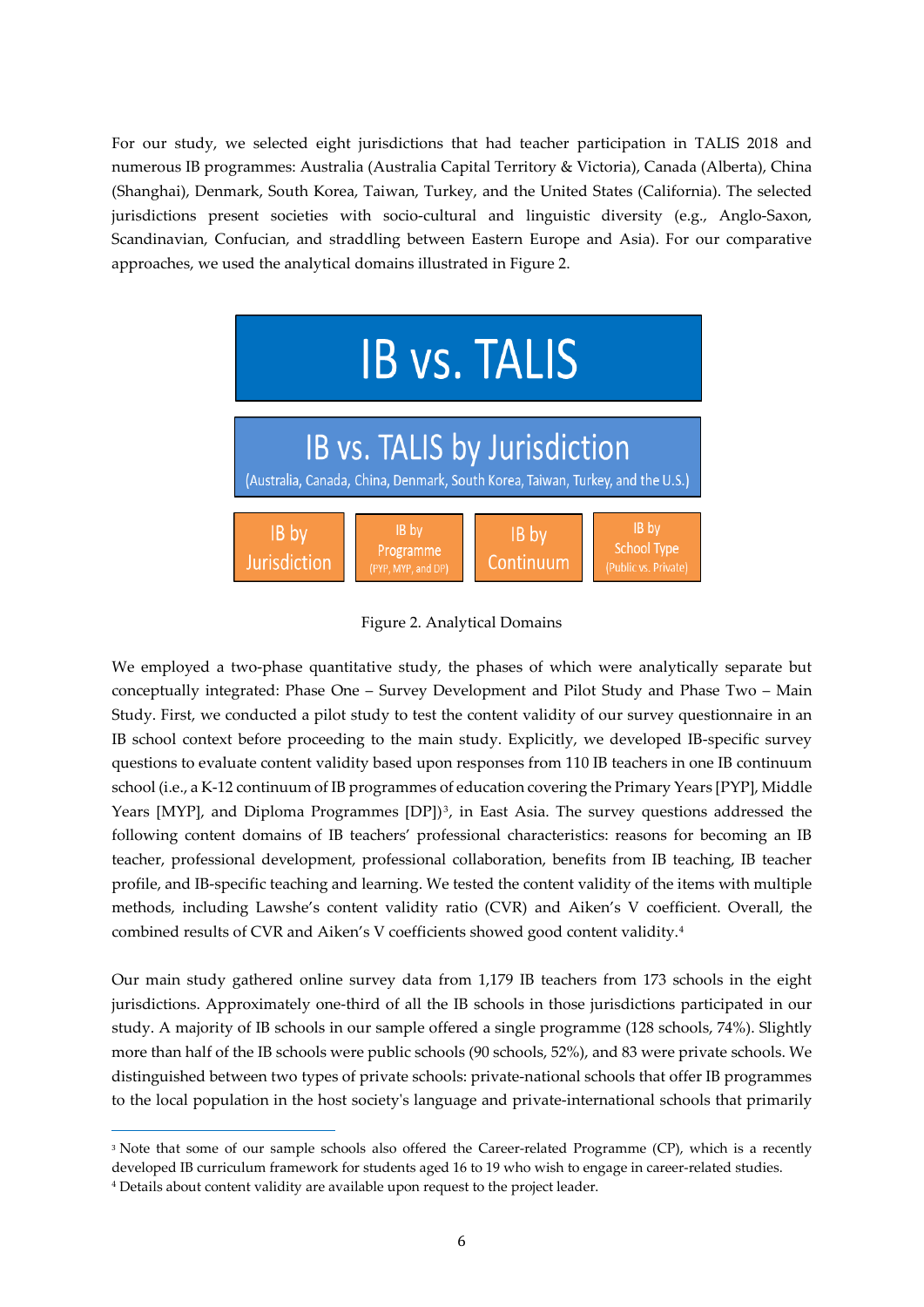For our study, we selected eight jurisdictions that had teacher participation in TALIS 2018 and numerous IB programmes: Australia (Australia Capital Territory & Victoria), Canada (Alberta), China (Shanghai), Denmark, South Korea, Taiwan, Turkey, and the United States (California). The selected jurisdictions present societies with socio-cultural and linguistic diversity (e.g., Anglo-Saxon, Scandinavian, Confucian, and straddling between Eastern Europe and Asia). For our comparative approaches, we used the analytical domains illustrated in Figure 2.

IB vs. TALIS

IB vs. TALIS by Jurisdiction
(Australia, Canada, China, Denmark, South Korea, Taiwan, Turkey, and the U.S.)

| IB by Jurisdiction | IB by Programme (PYP, MYP, and DP) | IB by Continuum | IB by School Type (Public vs. Private) |
|---|---|---|---|

Figure 2. Analytical Domains

We employed a two-phase quantitative study, the phases of which were analytically separate but conceptually integrated: Phase One – Survey Development and Pilot Study and Phase Two – Main Study. First, we conducted a pilot study to test the content validity of our survey questionnaire in an IB school context before proceeding to the main study. Explicitly, we developed IB-specific survey questions to evaluate content validity based upon responses from 110 IB teachers in one IB continuum school (i.e., a K-12 continuum of IB programmes of education covering the Primary Years [PYP], Middle Years [MYP], and Diploma Programmes [DP])[3], in East Asia. The survey questions addressed the following content domains of IB teachers' professional characteristics: reasons for becoming an IB teacher, professional development, professional collaboration, benefits from IB teaching, IB teacher profile, and IB-specific teaching and learning. We tested the content validity of the items with multiple methods, including Lawshe's content validity ratio (CVR) and Aiken's V coefficient. Overall, the combined results of CVR and Aiken's V coefficients showed good content validity.[4]

Our main study gathered online survey data from 1,179 IB teachers from 173 schools in the eight jurisdictions. Approximately one-third of all the IB schools in those jurisdictions participated in our study. A majority of IB schools in our sample offered a single programme (128 schools, 74%). Slightly more than half of the IB schools were public schools (90 schools, 52%), and 83 were private schools. We distinguished between two types of private schools: private-national schools that offer IB programmes to the local population in the host society's language and private-international schools that primarily

[3] Note that some of our sample schools also offered the Career-related Programme (CP), which is a recently developed IB curriculum framework for students aged 16 to 19 who wish to engage in career-related studies.

[4] Details about content validity are available upon request to the project leader.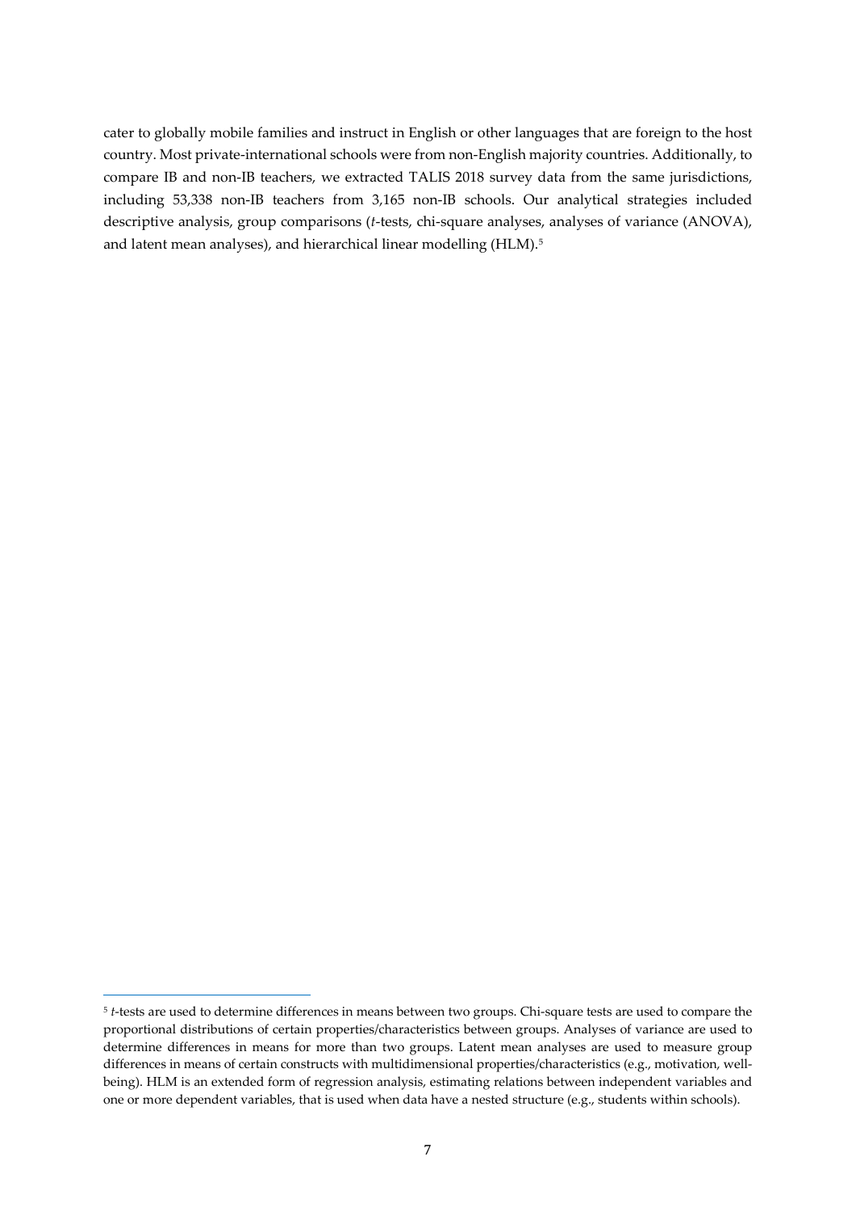cater to globally mobile families and instruct in English or other languages that are foreign to the host country. Most private-international schools were from non-English majority countries. Additionally, to compare IB and non-IB teachers, we extracted TALIS 2018 survey data from the same jurisdictions, including 53,338 non-IB teachers from 3,165 non-IB schools. Our analytical strategies included descriptive analysis, group comparisons (*t*-tests, chi-square analyses, analyses of variance (ANOVA), and latent mean analyses), and hierarchical linear modelling (HLM).[5]

---

[5] *t*-tests are used to determine differences in means between two groups. Chi-square tests are used to compare the proportional distributions of certain properties/characteristics between groups. Analyses of variance are used to determine differences in means for more than two groups. Latent mean analyses are used to measure group differences in means of certain constructs with multidimensional properties/characteristics (e.g., motivation, well-being). HLM is an extended form of regression analysis, estimating relations between independent variables and one or more dependent variables, that is used when data have a nested structure (e.g., students within schools).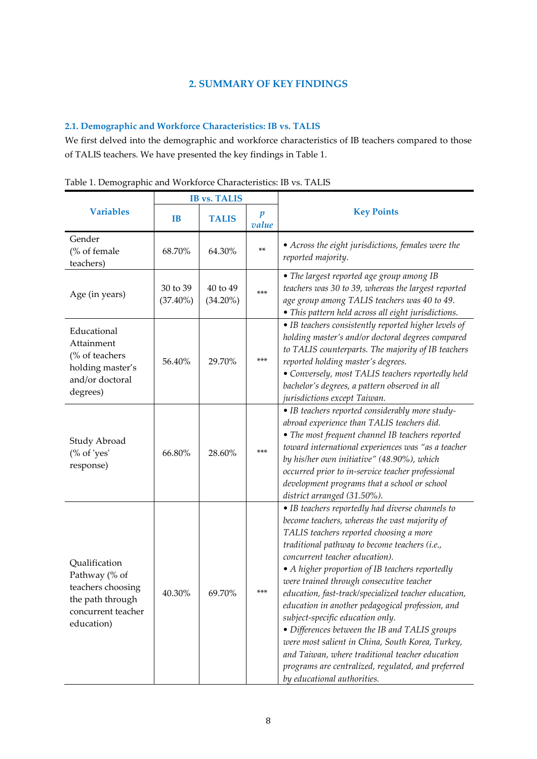## 2. SUMMARY OF KEY FINDINGS

### 2.1. Demographic and Workforce Characteristics: IB vs. TALIS

We first delved into the demographic and workforce characteristics of IB teachers compared to those of TALIS teachers. We have presented the key findings in Table 1.

Table 1. Demographic and Workforce Characteristics: IB vs. TALIS

| Variables | IB vs. TALIS | | | Key Points |
|---|---|---|---|---|
| | IB | TALIS | *p value* | |
| Gender (% of female teachers) | 68.70% | 64.30% | ** | • *Across the eight jurisdictions, females were the reported majority.* |
| Age (in years) | 30 to 39 (37.40%) | 40 to 49 (34.20%) | *** | • *The largest reported age group among IB teachers was 30 to 39, whereas the largest reported age group among TALIS teachers was 40 to 49.* <br> • *This pattern held across all eight jurisdictions.* |
| Educational Attainment (% of teachers holding master's and/or doctoral degrees) | 56.40% | 29.70% | *** | • *IB teachers consistently reported higher levels of holding master's and/or doctoral degrees compared to TALIS counterparts. The majority of IB teachers reported holding master's degrees.* <br> • *Conversely, most TALIS teachers reportedly held bachelor's degrees, a pattern observed in all jurisdictions except Taiwan.* |
| Study Abroad (% of 'yes' response) | 66.80% | 28.60% | *** | • *IB teachers reported considerably more study-abroad experience than TALIS teachers did.* <br> • *The most frequent channel IB teachers reported toward international experiences was "as a teacher by his/her own initiative" (48.90%), which occurred prior to in-service teacher professional development programs that a school or school district arranged (31.50%).* |
| Qualification Pathway (% of teachers choosing the path through concurrent teacher education) | 40.30% | 69.70% | *** | • *IB teachers reportedly had diverse channels to become teachers, whereas the vast majority of TALIS teachers reported choosing a more traditional pathway to become teachers (i.e., concurrent teacher education).* <br> • *A higher proportion of IB teachers reportedly were trained through consecutive teacher education, fast-track/specialized teacher education, education in another pedagogical profession, and subject-specific education only.* <br> • *Differences between the IB and TALIS groups were most salient in China, South Korea, Turkey, and Taiwan, where traditional teacher education programs are centralized, regulated, and preferred by educational authorities.* |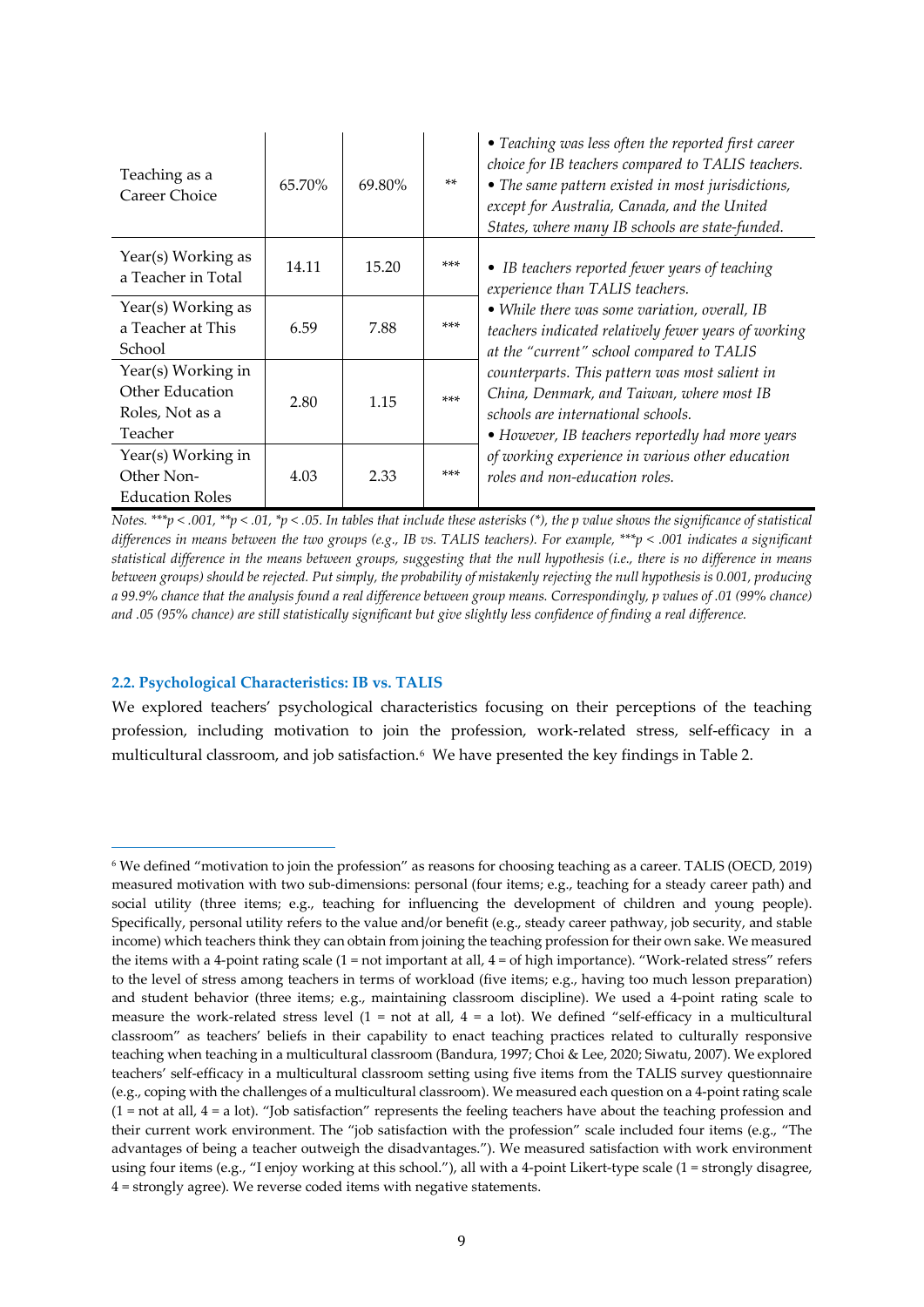| | | | | |
|---|---|---|---|---|
| Teaching as a Career Choice | 65.70% | 69.80% | ** | • *Teaching was less often the reported first career choice for IB teachers compared to TALIS teachers.* • *The same pattern existed in most jurisdictions, except for Australia, Canada, and the United States, where many IB schools are state-funded.* |
| Year(s) Working as a Teacher in Total | 14.11 | 15.20 | *** | • *IB teachers reported fewer years of teaching experience than TALIS teachers.* • *While there was some variation, overall, IB teachers indicated relatively fewer years of working at the "current" school compared to TALIS counterparts. This pattern was most salient in China, Denmark, and Taiwan, where most IB schools are international schools.* • *However, IB teachers reportedly had more years of working experience in various other education roles and non-education roles.* |
| Year(s) Working as a Teacher at This School | 6.59 | 7.88 | *** | |
| Year(s) Working in Other Education Roles, Not as a Teacher | 2.80 | 1.15 | *** | |
| Year(s) Working in Other Non-Education Roles | 4.03 | 2.33 | *** | |

*Notes.* ***$p < .001$, **$p < .01$, *$p < .05$. *In tables that include these asterisks (*), the p value shows the significance of statistical differences in means between the two groups (e.g., IB vs. TALIS teachers). For example,* ***$p < .001$ *indicates a significant statistical difference in the means between groups, suggesting that the null hypothesis (i.e., there is no difference in means between groups) should be rejected. Put simply, the probability of mistakenly rejecting the null hypothesis is 0.001, producing a 99.9% chance that the analysis found a real difference between group means. Correspondingly, p values of .01 (99% chance) and .05 (95% chance) are still statistically significant but give slightly less confidence of finding a real difference.*

### 2.2. Psychological Characteristics: IB vs. TALIS

We explored teachers' psychological characteristics focusing on their perceptions of the teaching profession, including motivation to join the profession, work-related stress, self-efficacy in a multicultural classroom, and job satisfaction.[6] We have presented the key findings in Table 2.

[6] We defined "motivation to join the profession" as reasons for choosing teaching as a career. TALIS (OECD, 2019) measured motivation with two sub-dimensions: personal (four items; e.g., teaching for a steady career path) and social utility (three items; e.g., teaching for influencing the development of children and young people). Specifically, personal utility refers to the value and/or benefit (e.g., steady career pathway, job security, and stable income) which teachers think they can obtain from joining the teaching profession for their own sake. We measured the items with a 4-point rating scale (1 = not important at all, 4 = of high importance). "Work-related stress" refers to the level of stress among teachers in terms of workload (five items; e.g., having too much lesson preparation) and student behavior (three items; e.g., maintaining classroom discipline). We used a 4-point rating scale to measure the work-related stress level (1 = not at all, 4 = a lot). We defined "self-efficacy in a multicultural classroom" as teachers' beliefs in their capability to enact teaching practices related to culturally responsive teaching when teaching in a multicultural classroom (Bandura, 1997; Choi & Lee, 2020; Siwatu, 2007). We explored teachers' self-efficacy in a multicultural classroom setting using five items from the TALIS survey questionnaire (e.g., coping with the challenges of a multicultural classroom). We measured each question on a 4-point rating scale (1 = not at all, 4 = a lot). "Job satisfaction" represents the feeling teachers have about the teaching profession and their current work environment. The "job satisfaction with the profession" scale included four items (e.g., "The advantages of being a teacher outweigh the disadvantages."). We measured satisfaction with work environment using four items (e.g., "I enjoy working at this school."), all with a 4-point Likert-type scale (1 = strongly disagree, 4 = strongly agree). We reverse coded items with negative statements.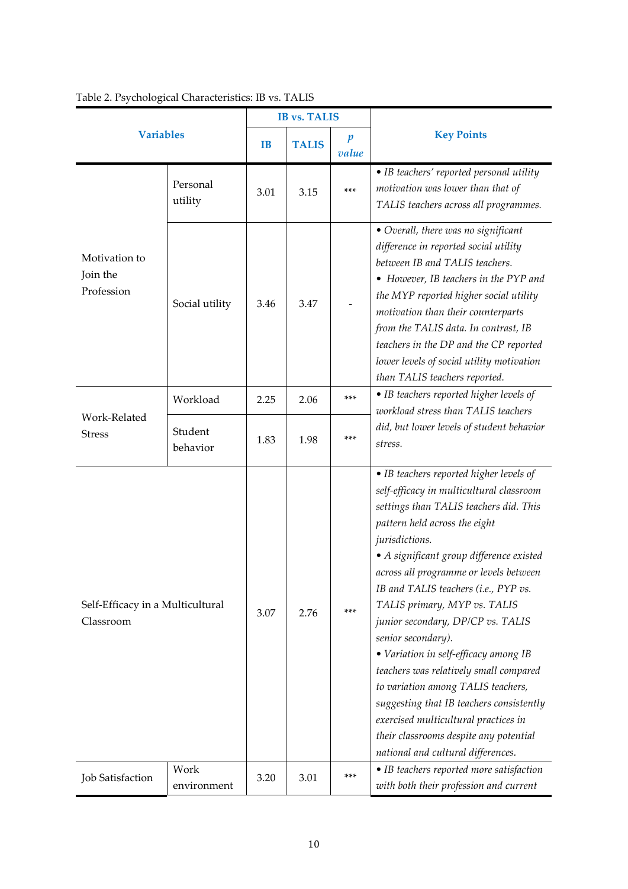Table 2. Psychological Characteristics: IB vs. TALIS

| Variables | | IB vs. TALIS | | | Key Points |
|---|---|---|---|---|---|
| | | IB | TALIS | *p* value | |
| Motivation to Join the Profession | Personal utility | 3.01 | 3.15 | *** | • *IB teachers' reported personal utility motivation was lower than that of TALIS teachers across all programmes.* |
| | Social utility | 3.46 | 3.47 | - | • *Overall, there was no significant difference in reported social utility between IB and TALIS teachers.* • *However, IB teachers in the PYP and the MYP reported higher social utility motivation than their counterparts from the TALIS data. In contrast, IB teachers in the DP and the CP reported lower levels of social utility motivation than TALIS teachers reported.* |
| Work-Related Stress | Workload | 2.25 | 2.06 | *** | • *IB teachers reported higher levels of workload stress than TALIS teachers did, but lower levels of student behavior stress.* |
| | Student behavior | 1.83 | 1.98 | *** | |
| Self-Efficacy in a Multicultural Classroom | | 3.07 | 2.76 | *** | • *IB teachers reported higher levels of self-efficacy in multicultural classroom settings than TALIS teachers did. This pattern held across the eight jurisdictions.* • *A significant group difference existed across all programme or levels between IB and TALIS teachers (i.e., PYP vs. TALIS primary, MYP vs. TALIS junior secondary, DP/CP vs. TALIS senior secondary).* • *Variation in self-efficacy among IB teachers was relatively small compared to variation among TALIS teachers, suggesting that IB teachers consistently exercised multicultural practices in their classrooms despite any potential national and cultural differences.* |
| Job Satisfaction | Work environment | 3.20 | 3.01 | *** | • *IB teachers reported more satisfaction with both their profession and current* |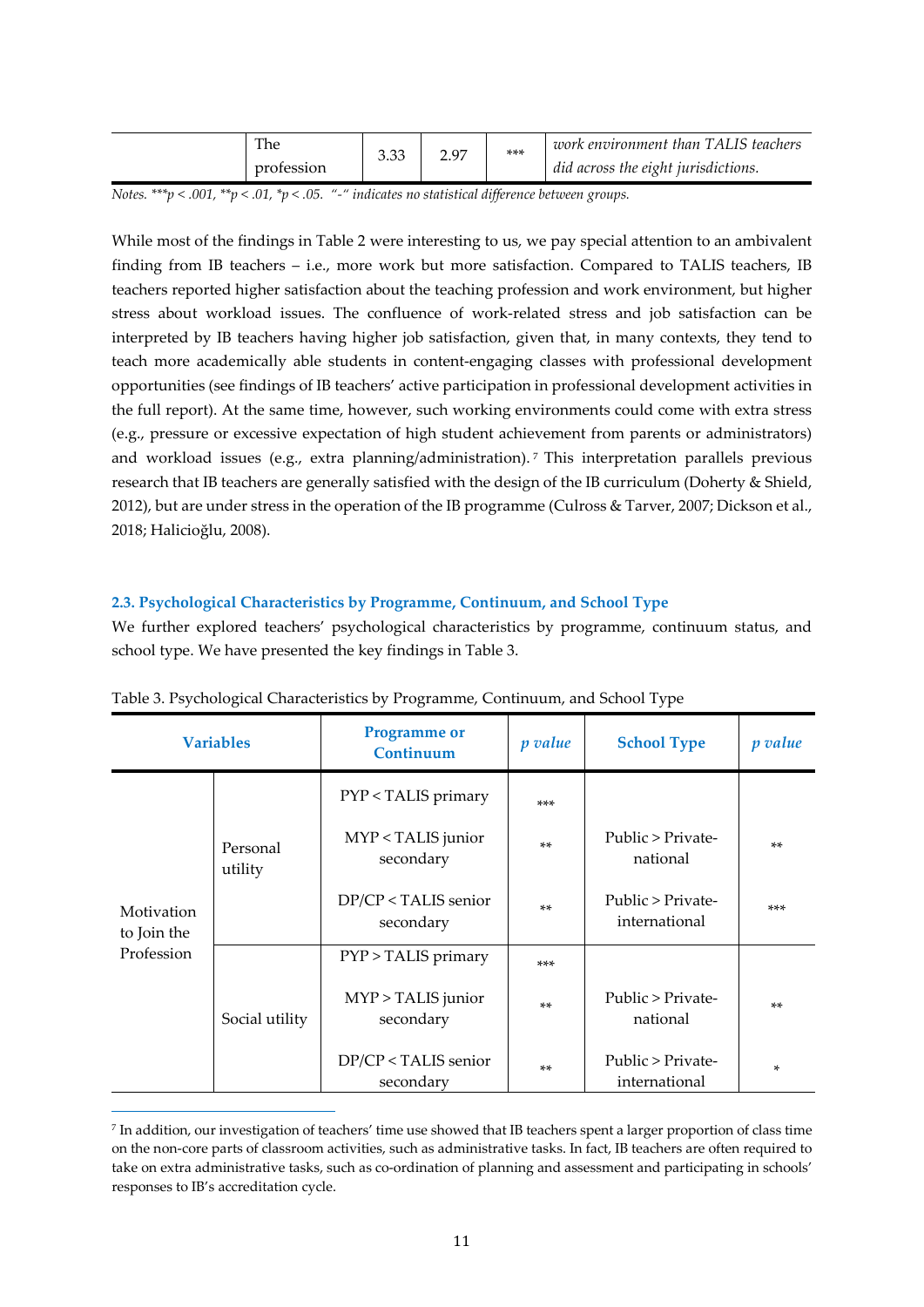|  | The profession | 3.33 | 2.97 | *** | *work environment than TALIS teachers did across the eight jurisdictions.* |
|---|---|---|---|---|---|

*Notes. ***p < .001, **p < .01, *p < .05. "-" indicates no statistical difference between groups.*

While most of the findings in Table 2 were interesting to us, we pay special attention to an ambivalent finding from IB teachers – i.e., more work but more satisfaction. Compared to TALIS teachers, IB teachers reported higher satisfaction about the teaching profession and work environment, but higher stress about workload issues. The confluence of work-related stress and job satisfaction can be interpreted by IB teachers having higher job satisfaction, given that, in many contexts, they tend to teach more academically able students in content-engaging classes with professional development opportunities (see findings of IB teachers' active participation in professional development activities in the full report). At the same time, however, such working environments could come with extra stress (e.g., pressure or excessive expectation of high student achievement from parents or administrators) and workload issues (e.g., extra planning/administration).[7] This interpretation parallels previous research that IB teachers are generally satisfied with the design of the IB curriculum (Doherty & Shield, 2012), but are under stress in the operation of the IB programme (Culross & Tarver, 2007; Dickson et al., 2018; Halicioğlu, 2008).

### 2.3. Psychological Characteristics by Programme, Continuum, and School Type

We further explored teachers' psychological characteristics by programme, continuum status, and school type. We have presented the key findings in Table 3.

Table 3. Psychological Characteristics by Programme, Continuum, and School Type

| Variables | | Programme or Continuum | *p value* | School Type | *p value* |
|---|---|---|---|---|---|
| Motivation to Join the Profession | Personal utility | PYP < TALIS primary | *** | | |
| | | MYP < TALIS junior secondary | ** | Public > Private-national | ** |
| | | DP/CP < TALIS senior secondary | ** | Public > Private-international | *** |
| | Social utility | PYP > TALIS primary | *** | | |
| | | MYP > TALIS junior secondary | ** | Public > Private-national | ** |
| | | DP/CP < TALIS senior secondary | ** | Public > Private-international | * |

[7] In addition, our investigation of teachers' time use showed that IB teachers spent a larger proportion of class time on the non-core parts of classroom activities, such as administrative tasks. In fact, IB teachers are often required to take on extra administrative tasks, such as co-ordination of planning and assessment and participating in schools' responses to IB's accreditation cycle.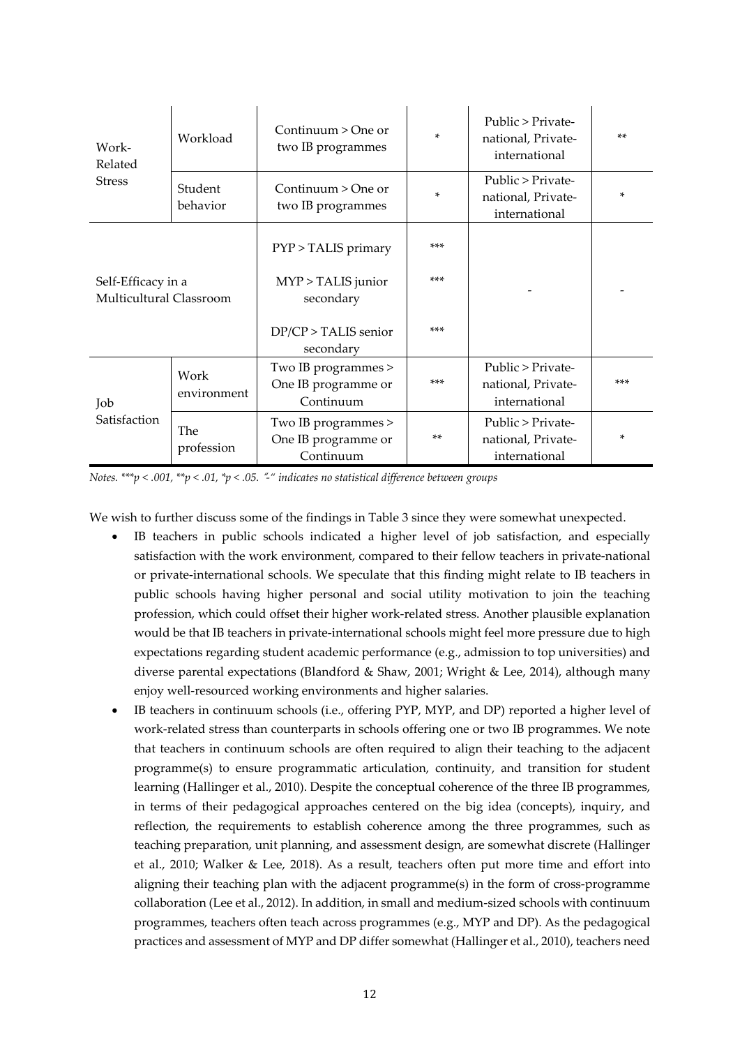| | | | | | |
|---|---|---|---|---|---|
| Work-Related Stress | Workload | Continuum > One or two IB programmes | * | Public > Private-national, Private-international | ** |
| | Student behavior | Continuum > One or two IB programmes | * | Public > Private-national, Private-international | * |
| Self-Efficacy in a Multicultural Classroom | | PYP > TALIS primary | *** | - | - |
| | | MYP > TALIS junior secondary | *** | | |
| | | DP/CP > TALIS senior secondary | *** | | |
| Job Satisfaction | Work environment | Two IB programmes > One IB programme or Continuum | *** | Public > Private-national, Private-international | *** |
| | The profession | Two IB programmes > One IB programme or Continuum | ** | Public > Private-national, Private-international | * |

*Notes.* ***$p < .001$, **$p < .01$, *$p < .05$. *"-" indicates no statistical difference between groups*

We wish to further discuss some of the findings in Table 3 since they were somewhat unexpected.

- IB teachers in public schools indicated a higher level of job satisfaction, and especially satisfaction with the work environment, compared to their fellow teachers in private-national or private-international schools. We speculate that this finding might relate to IB teachers in public schools having higher personal and social utility motivation to join the teaching profession, which could offset their higher work-related stress. Another plausible explanation would be that IB teachers in private-international schools might feel more pressure due to high expectations regarding student academic performance (e.g., admission to top universities) and diverse parental expectations (Blandford & Shaw, 2001; Wright & Lee, 2014), although many enjoy well-resourced working environments and higher salaries.
- IB teachers in continuum schools (i.e., offering PYP, MYP, and DP) reported a higher level of work-related stress than counterparts in schools offering one or two IB programmes. We note that teachers in continuum schools are often required to align their teaching to the adjacent programme(s) to ensure programmatic articulation, continuity, and transition for student learning (Hallinger et al., 2010). Despite the conceptual coherence of the three IB programmes, in terms of their pedagogical approaches centered on the big idea (concepts), inquiry, and reflection, the requirements to establish coherence among the three programmes, such as teaching preparation, unit planning, and assessment design, are somewhat discrete (Hallinger et al., 2010; Walker & Lee, 2018). As a result, teachers often put more time and effort into aligning their teaching plan with the adjacent programme(s) in the form of cross-programme collaboration (Lee et al., 2012). In addition, in small and medium-sized schools with continuum programmes, teachers often teach across programmes (e.g., MYP and DP). As the pedagogical practices and assessment of MYP and DP differ somewhat (Hallinger et al., 2010), teachers need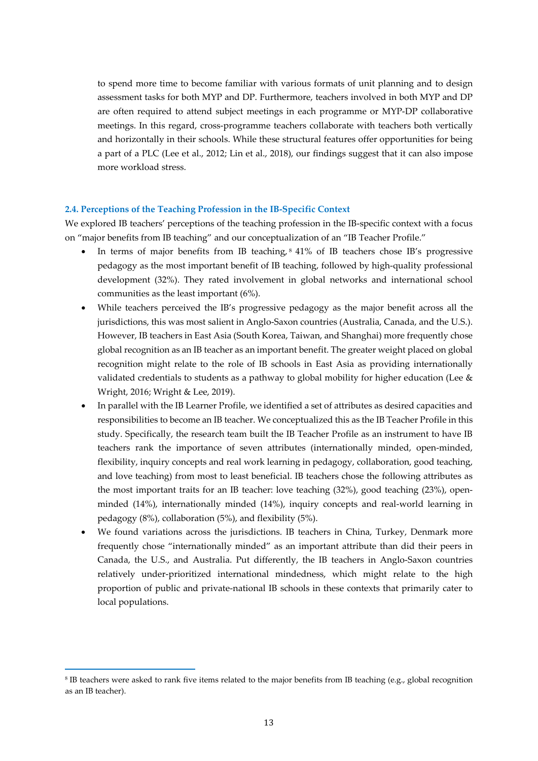to spend more time to become familiar with various formats of unit planning and to design assessment tasks for both MYP and DP. Furthermore, teachers involved in both MYP and DP are often required to attend subject meetings in each programme or MYP-DP collaborative meetings. In this regard, cross-programme teachers collaborate with teachers both vertically and horizontally in their schools. While these structural features offer opportunities for being a part of a PLC (Lee et al., 2012; Lin et al., 2018), our findings suggest that it can also impose more workload stress.

### 2.4. Perceptions of the Teaching Profession in the IB-Specific Context

We explored IB teachers' perceptions of the teaching profession in the IB-specific context with a focus on "major benefits from IB teaching" and our conceptualization of an "IB Teacher Profile."

- In terms of major benefits from IB teaching,[8] 41% of IB teachers chose IB's progressive pedagogy as the most important benefit of IB teaching, followed by high-quality professional development (32%). They rated involvement in global networks and international school communities as the least important (6%).
- While teachers perceived the IB's progressive pedagogy as the major benefit across all the jurisdictions, this was most salient in Anglo-Saxon countries (Australia, Canada, and the U.S.). However, IB teachers in East Asia (South Korea, Taiwan, and Shanghai) more frequently chose global recognition as an IB teacher as an important benefit. The greater weight placed on global recognition might relate to the role of IB schools in East Asia as providing internationally validated credentials to students as a pathway to global mobility for higher education (Lee & Wright, 2016; Wright & Lee, 2019).
- In parallel with the IB Learner Profile, we identified a set of attributes as desired capacities and responsibilities to become an IB teacher. We conceptualized this as the IB Teacher Profile in this study. Specifically, the research team built the IB Teacher Profile as an instrument to have IB teachers rank the importance of seven attributes (internationally minded, open-minded, flexibility, inquiry concepts and real work learning in pedagogy, collaboration, good teaching, and love teaching) from most to least beneficial. IB teachers chose the following attributes as the most important traits for an IB teacher: love teaching (32%), good teaching (23%), open-minded (14%), internationally minded (14%), inquiry concepts and real-world learning in pedagogy (8%), collaboration (5%), and flexibility (5%).
- We found variations across the jurisdictions. IB teachers in China, Turkey, Denmark more frequently chose "internationally minded" as an important attribute than did their peers in Canada, the U.S., and Australia. Put differently, the IB teachers in Anglo-Saxon countries relatively under-prioritized international mindedness, which might relate to the high proportion of public and private-national IB schools in these contexts that primarily cater to local populations.

---

[8] IB teachers were asked to rank five items related to the major benefits from IB teaching (e.g., global recognition as an IB teacher).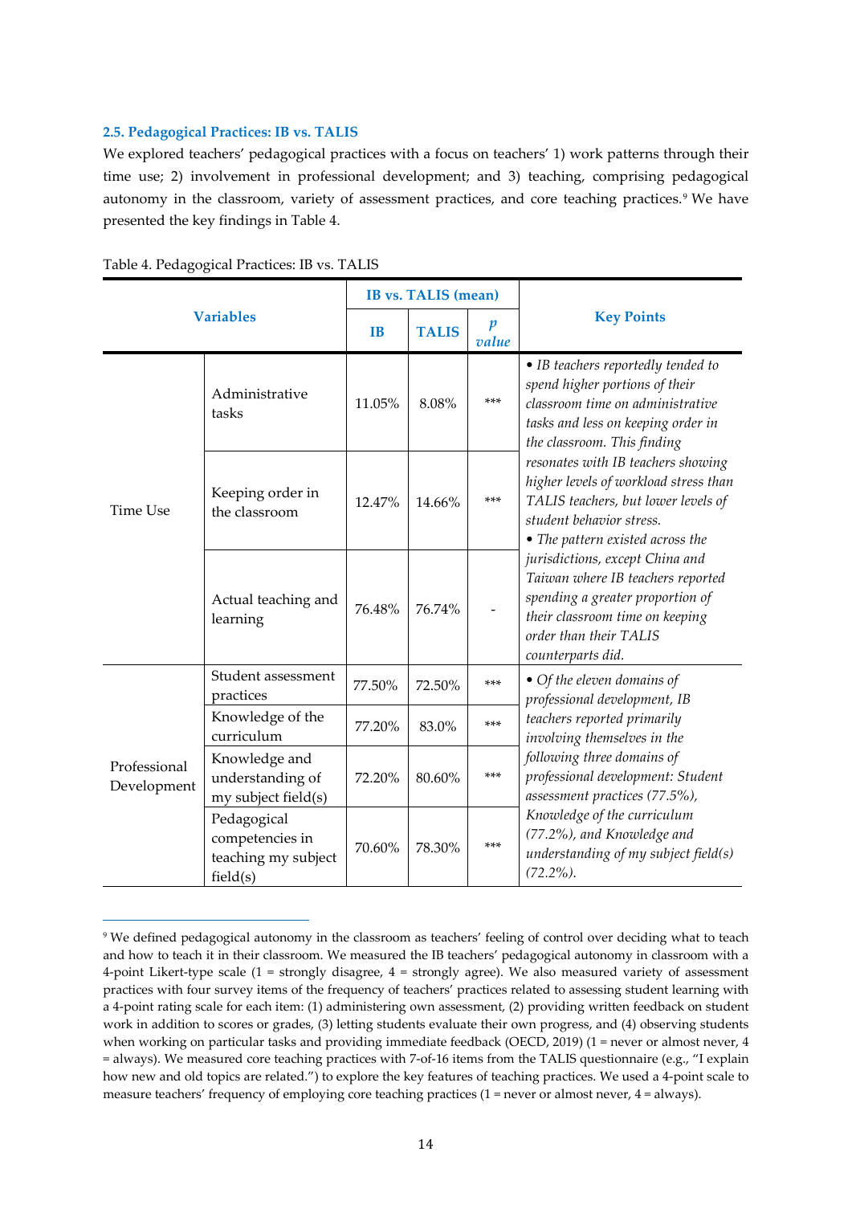### 2.5. Pedagogical Practices: IB vs. TALIS

We explored teachers' pedagogical practices with a focus on teachers' 1) work patterns through their time use; 2) involvement in professional development; and 3) teaching, comprising pedagogical autonomy in the classroom, variety of assessment practices, and core teaching practices.[9] We have presented the key findings in Table 4.

Table 4. Pedagogical Practices: IB vs. TALIS

| Variables | | IB vs. TALIS (mean) | | | Key Points |
|---|---|---|---|---|---|
| | | IB | TALIS | *p* value | |
| Time Use | Administrative tasks | 11.05% | 8.08% | *** | • *IB teachers reportedly tended to spend higher portions of their classroom time on administrative tasks and less on keeping order in the classroom. This finding resonates with IB teachers showing higher levels of workload stress than TALIS teachers, but lower levels of student behavior stress.* • *The pattern existed across the jurisdictions, except China and Taiwan where IB teachers reported spending a greater proportion of their classroom time on keeping order than their TALIS counterparts did.* |
| | Keeping order in the classroom | 12.47% | 14.66% | *** | |
| | Actual teaching and learning | 76.48% | 76.74% | - | |
| Professional Development | Student assessment practices | 77.50% | 72.50% | *** | • *Of the eleven domains of professional development, IB teachers reported primarily involving themselves in the following three domains of professional development: Student assessment practices (77.5%), Knowledge of the curriculum (77.2%), and Knowledge and understanding of my subject field(s) (72.2%).* |
| | Knowledge of the curriculum | 77.20% | 83.0% | *** | |
| | Knowledge and understanding of my subject field(s) | 72.20% | 80.60% | *** | |
| | Pedagogical competencies in teaching my subject field(s) | 70.60% | 78.30% | *** | |

[9] We defined pedagogical autonomy in the classroom as teachers' feeling of control over deciding what to teach and how to teach it in their classroom. We measured the IB teachers' pedagogical autonomy in classroom with a 4-point Likert-type scale (1 = strongly disagree, 4 = strongly agree). We also measured variety of assessment practices with four survey items of the frequency of teachers' practices related to assessing student learning with a 4-point rating scale for each item: (1) administering own assessment, (2) providing written feedback on student work in addition to scores or grades, (3) letting students evaluate their own progress, and (4) observing students when working on particular tasks and providing immediate feedback (OECD, 2019) (1 = never or almost never, 4 = always). We measured core teaching practices with 7-of-16 items from the TALIS questionnaire (e.g., "I explain how new and old topics are related.") to explore the key features of teaching practices. We used a 4-point scale to measure teachers' frequency of employing core teaching practices (1 = never or almost never, 4 = always).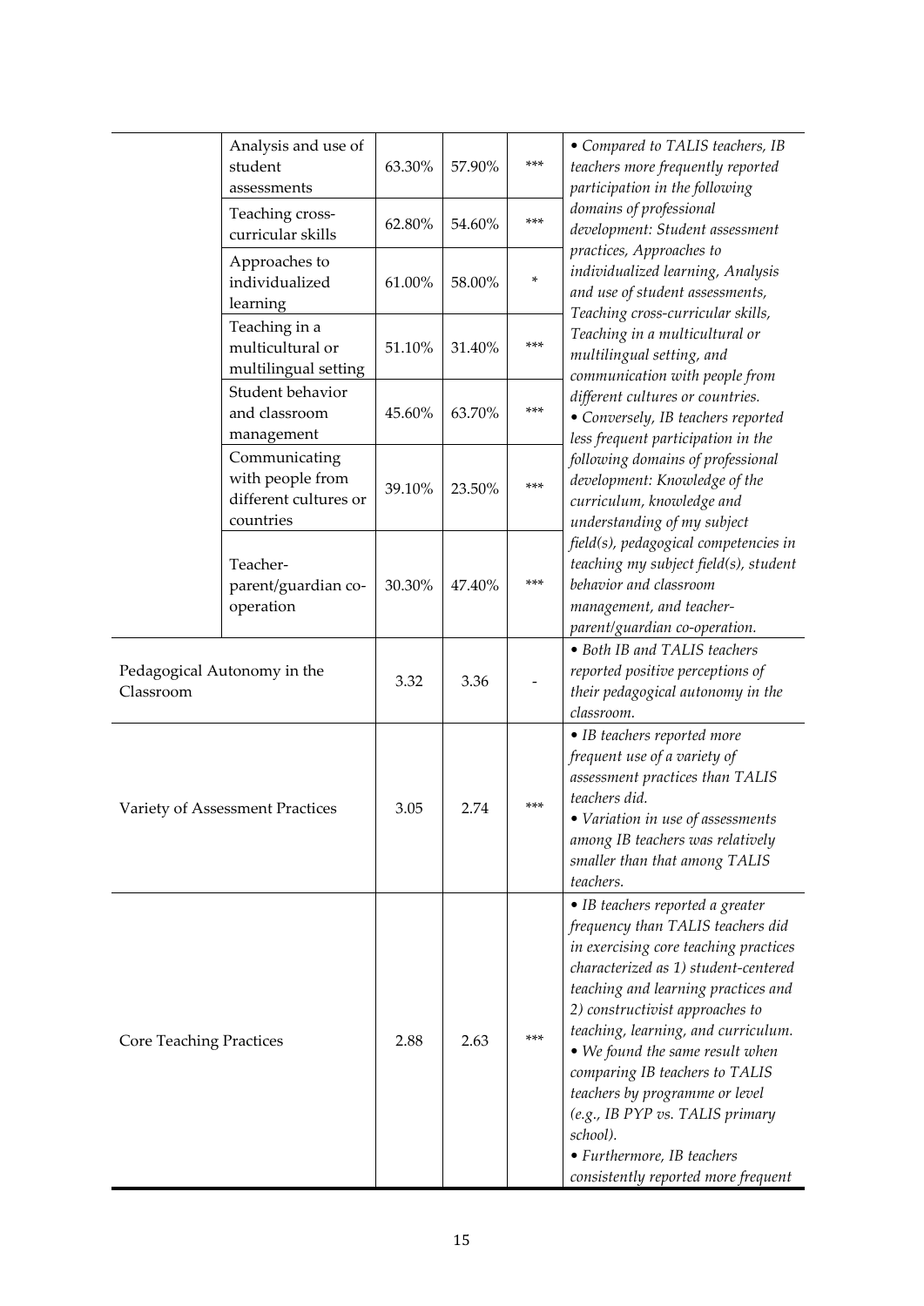| | | | | | |
|---|---|---|---|---|---|
| | Analysis and use of student assessments | 63.30% | 57.90% | *** | • *Compared to TALIS teachers, IB teachers more frequently reported participation in the following domains of professional development: Student assessment practices, Approaches to individualized learning, Analysis and use of student assessments, Teaching cross-curricular skills, Teaching in a multicultural or multilingual setting, and communication with people from different cultures or countries.* • *Conversely, IB teachers reported less frequent participation in the following domains of professional development: Knowledge of the curriculum, knowledge and understanding of my subject field(s), pedagogical competencies in teaching my subject field(s), student behavior and classroom management, and teacher-parent/guardian co-operation.* |
| | Teaching cross-curricular skills | 62.80% | 54.60% | *** | |
| | Approaches to individualized learning | 61.00% | 58.00% | * | |
| | Teaching in a multicultural or multilingual setting | 51.10% | 31.40% | *** | |
| | Student behavior and classroom management | 45.60% | 63.70% | *** | |
| | Communicating with people from different cultures or countries | 39.10% | 23.50% | *** | |
| | Teacher-parent/guardian co-operation | 30.30% | 47.40% | *** | |
| Pedagogical Autonomy in the Classroom | | 3.32 | 3.36 | - | • *Both IB and TALIS teachers reported positive perceptions of their pedagogical autonomy in the classroom.* |
| Variety of Assessment Practices | | 3.05 | 2.74 | *** | • *IB teachers reported more frequent use of a variety of assessment practices than TALIS teachers did.* • *Variation in use of assessments among IB teachers was relatively smaller than that among TALIS teachers.* |
| Core Teaching Practices | | 2.88 | 2.63 | *** | • *IB teachers reported a greater frequency than TALIS teachers did in exercising core teaching practices characterized as 1) student-centered teaching and learning practices and 2) constructivist approaches to teaching, learning, and curriculum.* • *We found the same result when comparing IB teachers to TALIS teachers by programme or level (e.g., IB PYP vs. TALIS primary school).* • *Furthermore, IB teachers consistently reported more frequent* |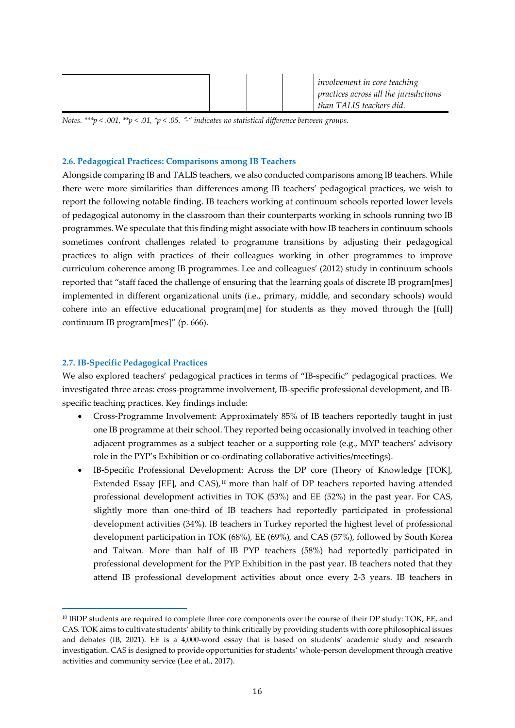| | | | | *involvement in core teaching practices across all the jurisdictions than TALIS teachers did.* |
|---|---|---|---|---|

*Notes. ***p < .001, **p < .01, *p < .05. "-" indicates no statistical difference between groups.*

### 2.6. Pedagogical Practices: Comparisons among IB Teachers

Alongside comparing IB and TALIS teachers, we also conducted comparisons among IB teachers. While there were more similarities than differences among IB teachers' pedagogical practices, we wish to report the following notable finding. IB teachers working at continuum schools reported lower levels of pedagogical autonomy in the classroom than their counterparts working in schools running two IB programmes. We speculate that this finding might associate with how IB teachers in continuum schools sometimes confront challenges related to programme transitions by adjusting their pedagogical practices to align with practices of their colleagues working in other programmes to improve curriculum coherence among IB programmes. Lee and colleagues' (2012) study in continuum schools reported that "staff faced the challenge of ensuring that the learning goals of discrete IB program[mes] implemented in different organizational units (i.e., primary, middle, and secondary schools) would cohere into an effective educational program[me] for students as they moved through the [full] continuum IB program[mes]" (p. 666).

### 2.7. IB-Specific Pedagogical Practices

We also explored teachers' pedagogical practices in terms of "IB-specific" pedagogical practices. We investigated three areas: cross-programme involvement, IB-specific professional development, and IB-specific teaching practices. Key findings include:

- Cross-Programme Involvement: Approximately 85% of IB teachers reportedly taught in just one IB programme at their school. They reported being occasionally involved in teaching other adjacent programmes as a subject teacher or a supporting role (e.g., MYP teachers' advisory role in the PYP's Exhibition or co-ordinating collaborative activities/meetings).
- IB-Specific Professional Development: Across the DP core (Theory of Knowledge [TOK], Extended Essay [EE], and CAS),[10] more than half of DP teachers reported having attended professional development activities in TOK (53%) and EE (52%) in the past year. For CAS, slightly more than one-third of IB teachers had reportedly participated in professional development activities (34%). IB teachers in Turkey reported the highest level of professional development participation in TOK (68%), EE (69%), and CAS (57%), followed by South Korea and Taiwan. More than half of IB PYP teachers (58%) had reportedly participated in professional development for the PYP Exhibition in the past year. IB teachers noted that they attend IB professional development activities about once every 2-3 years. IB teachers in

[10] IBDP students are required to complete three core components over the course of their DP study: TOK, EE, and CAS. TOK aims to cultivate students' ability to think critically by providing students with core philosophical issues and debates (IB, 2021). EE is a 4,000-word essay that is based on students' academic study and research investigation. CAS is designed to provide opportunities for students' whole-person development through creative activities and community service (Lee et al., 2017).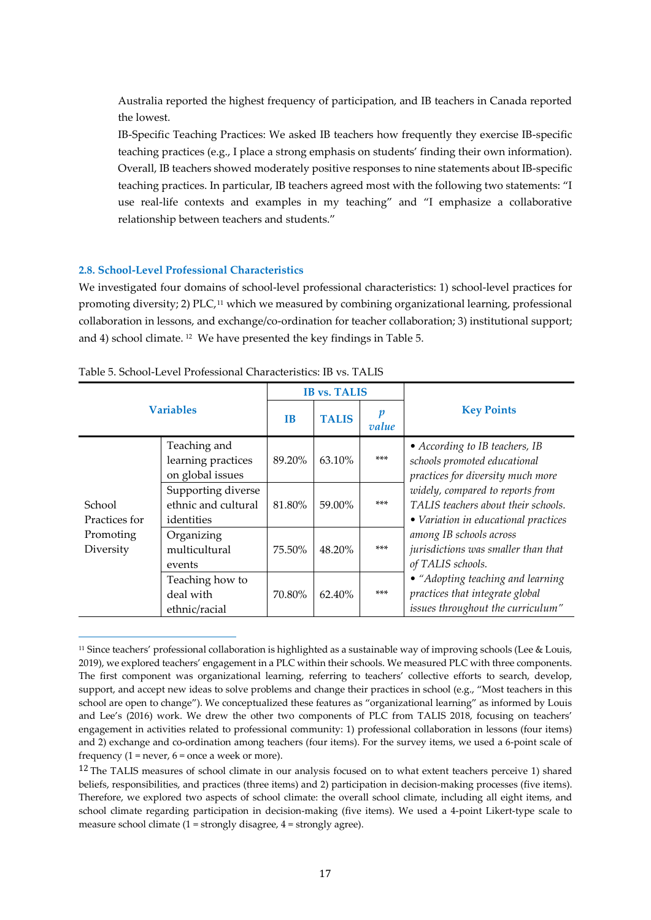Australia reported the highest frequency of participation, and IB teachers in Canada reported the lowest.

IB-Specific Teaching Practices: We asked IB teachers how frequently they exercise IB-specific teaching practices (e.g., I place a strong emphasis on students' finding their own information). Overall, IB teachers showed moderately positive responses to nine statements about IB-specific teaching practices. In particular, IB teachers agreed most with the following two statements: "I use real-life contexts and examples in my teaching" and "I emphasize a collaborative relationship between teachers and students."

### 2.8. School-Level Professional Characteristics

We investigated four domains of school-level professional characteristics: 1) school-level practices for promoting diversity; 2) PLC,[11] which we measured by combining organizational learning, professional collaboration in lessons, and exchange/co-ordination for teacher collaboration; 3) institutional support; and 4) school climate.[12] We have presented the key findings in Table 5.

Table 5. School-Level Professional Characteristics: IB vs. TALIS

| Variables | | IB vs. TALIS | | | Key Points |
|---|---|---|---|---|---|
| | | IB | TALIS | *p value* | |
| School Practices for Promoting Diversity | Teaching and learning practices on global issues | 89.20% | 63.10% | *** | *• According to IB teachers, IB schools promoted educational practices for diversity much more widely, compared to reports from TALIS teachers about their schools.* *• Variation in educational practices among IB schools across jurisdictions was smaller than that of TALIS schools.* *• "Adopting teaching and learning practices that integrate global issues throughout the curriculum"* |
| | Supporting diverse ethnic and cultural identities | 81.80% | 59.00% | *** | |
| | Organizing multicultural events | 75.50% | 48.20% | *** | |
| | Teaching how to deal with ethnic/racial | 70.80% | 62.40% | *** | |

[11] Since teachers' professional collaboration is highlighted as a sustainable way of improving schools (Lee & Louis, 2019), we explored teachers' engagement in a PLC within their schools. We measured PLC with three components. The first component was organizational learning, referring to teachers' collective efforts to search, develop, support, and accept new ideas to solve problems and change their practices in school (e.g., "Most teachers in this school are open to change"). We conceptualized these features as "organizational learning" as informed by Louis and Lee's (2016) work. We drew the other two components of PLC from TALIS 2018, focusing on teachers' engagement in activities related to professional community: 1) professional collaboration in lessons (four items) and 2) exchange and co-ordination among teachers (four items). For the survey items, we used a 6-point scale of frequency (1 = never, 6 = once a week or more).

[12] The TALIS measures of school climate in our analysis focused on to what extent teachers perceive 1) shared beliefs, responsibilities, and practices (three items) and 2) participation in decision-making processes (five items). Therefore, we explored two aspects of school climate: the overall school climate, including all eight items, and school climate regarding participation in decision-making (five items). We used a 4-point Likert-type scale to measure school climate (1 = strongly disagree, 4 = strongly agree).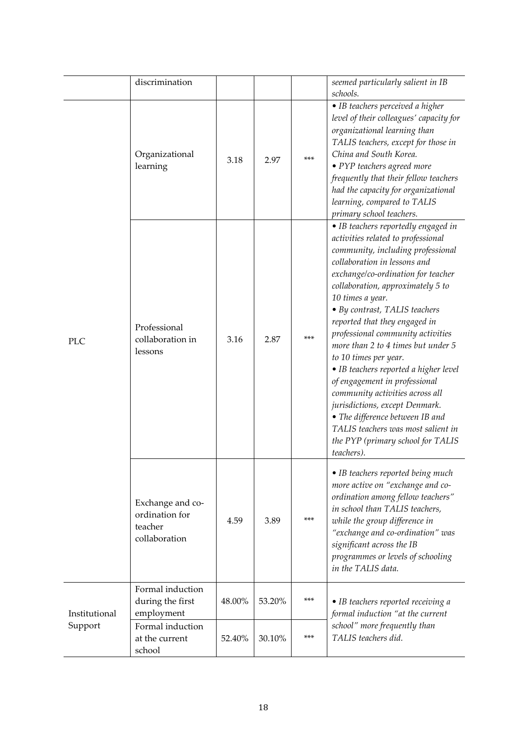|  | discrimination |  |  |  | *seemed particularly salient in IB schools.* |
|---|---|---|---|---|---|
| PLC | Organizational learning | 3.18 | 2.97 | *** | *• IB teachers perceived a higher level of their colleagues' capacity for organizational learning than TALIS teachers, except for those in China and South Korea.* *• PYP teachers agreed more frequently that their fellow teachers had the capacity for organizational learning, compared to TALIS primary school teachers.* |
|  | Professional collaboration in lessons | 3.16 | 2.87 | *** | *• IB teachers reportedly engaged in activities related to professional community, including professional collaboration in lessons and exchange/co-ordination for teacher collaboration, approximately 5 to 10 times a year.* *• By contrast, TALIS teachers reported that they engaged in professional community activities more than 2 to 4 times but under 5 to 10 times per year.* *• IB teachers reported a higher level of engagement in professional community activities across all jurisdictions, except Denmark.* *• The difference between IB and TALIS teachers was most salient in the PYP (primary school for TALIS teachers).* |
|  | Exchange and co-ordination for teacher collaboration | 4.59 | 3.89 | *** | *• IB teachers reported being much more active on "exchange and co-ordination among fellow teachers" in school than TALIS teachers, while the group difference in "exchange and co-ordination" was significant across the IB programmes or levels of schooling in the TALIS data.* |
| Institutional Support | Formal induction during the first employment | 48.00% | 53.20% | *** | *• IB teachers reported receiving a formal induction "at the current school" more frequently than TALIS teachers did.* |
|  | Formal induction at the current school | 52.40% | 30.10% | *** |  |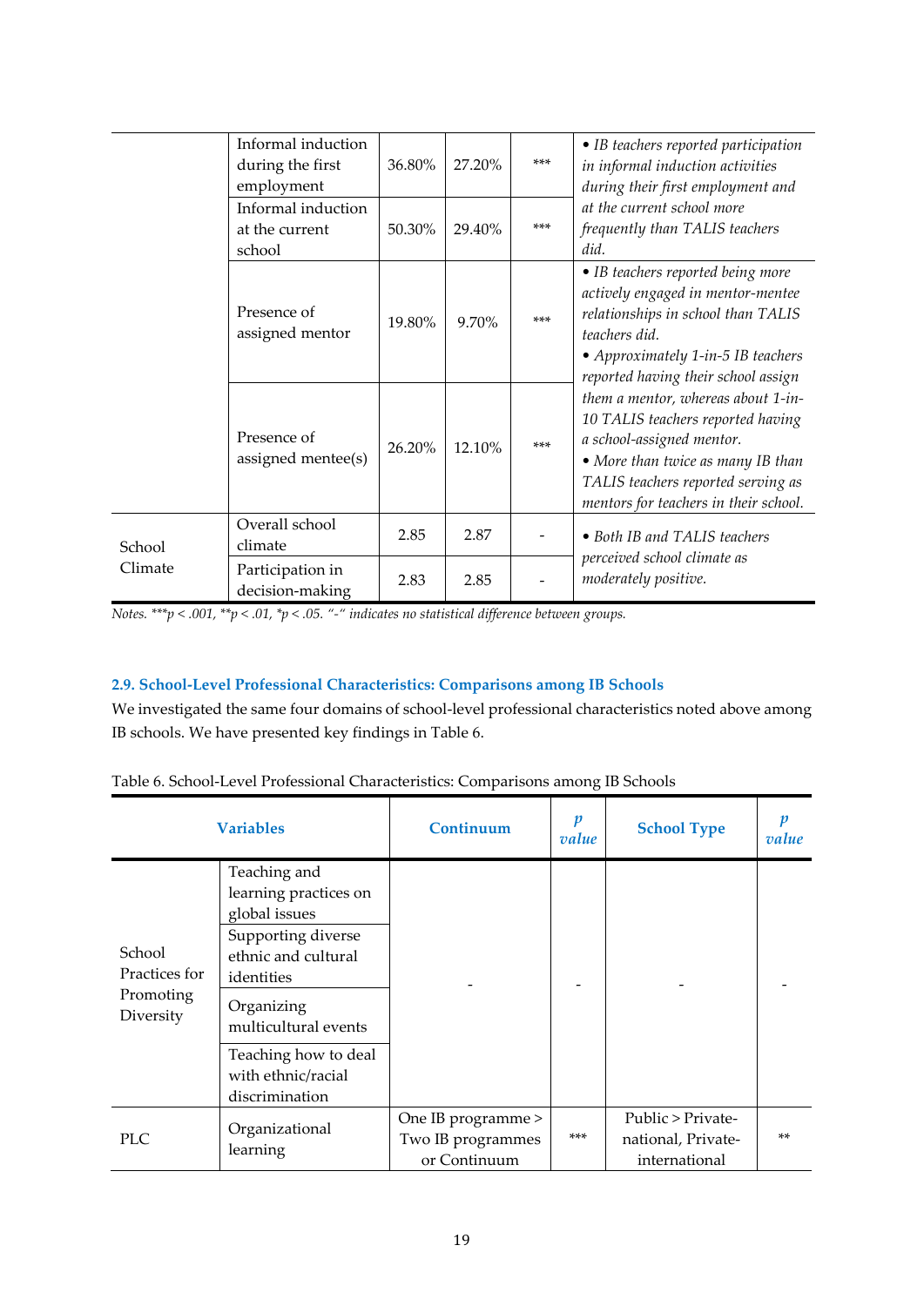| | | | | | |
|---|---|---|---|---|---|
| | Informal induction during the first employment | 36.80% | 27.20% | *** | • IB teachers reported participation in informal induction activities during their first employment and at the current school more frequently than TALIS teachers did. |
| | Informal induction at the current school | 50.30% | 29.40% | *** | |
| | Presence of assigned mentor | 19.80% | 9.70% | *** | • IB teachers reported being more actively engaged in mentor-mentee relationships in school than TALIS teachers did. • Approximately 1-in-5 IB teachers reported having their school assign them a mentor, whereas about 1-in-10 TALIS teachers reported having a school-assigned mentor. • More than twice as many IB than TALIS teachers reported serving as mentors for teachers in their school. |
| | Presence of assigned mentee(s) | 26.20% | 12.10% | *** | |
| School Climate | Overall school climate | 2.85 | 2.87 | - | • Both IB and TALIS teachers perceived school climate as moderately positive. |
| | Participation in decision-making | 2.83 | 2.85 | - | |

*Notes.* ***$p < .001$, **$p < .01$, *$p < .05$. "-" indicates no statistical difference between groups.

### 2.9. School-Level Professional Characteristics: Comparisons among IB Schools

We investigated the same four domains of school-level professional characteristics noted above among IB schools. We have presented key findings in Table 6.

Table 6. School-Level Professional Characteristics: Comparisons among IB Schools

| Variables | | Continuum | *p* value | School Type | *p* value |
|---|---|---|---|---|---|
| School Practices for Promoting Diversity | Teaching and learning practices on global issues | - | - | - | - |
| | Supporting diverse ethnic and cultural identities | | | | |
| | Organizing multicultural events | | | | |
| | Teaching how to deal with ethnic/racial discrimination | | | | |
| PLC | Organizational learning | One IB programme > Two IB programmes or Continuum | *** | Public > Private-national, Private-international | ** |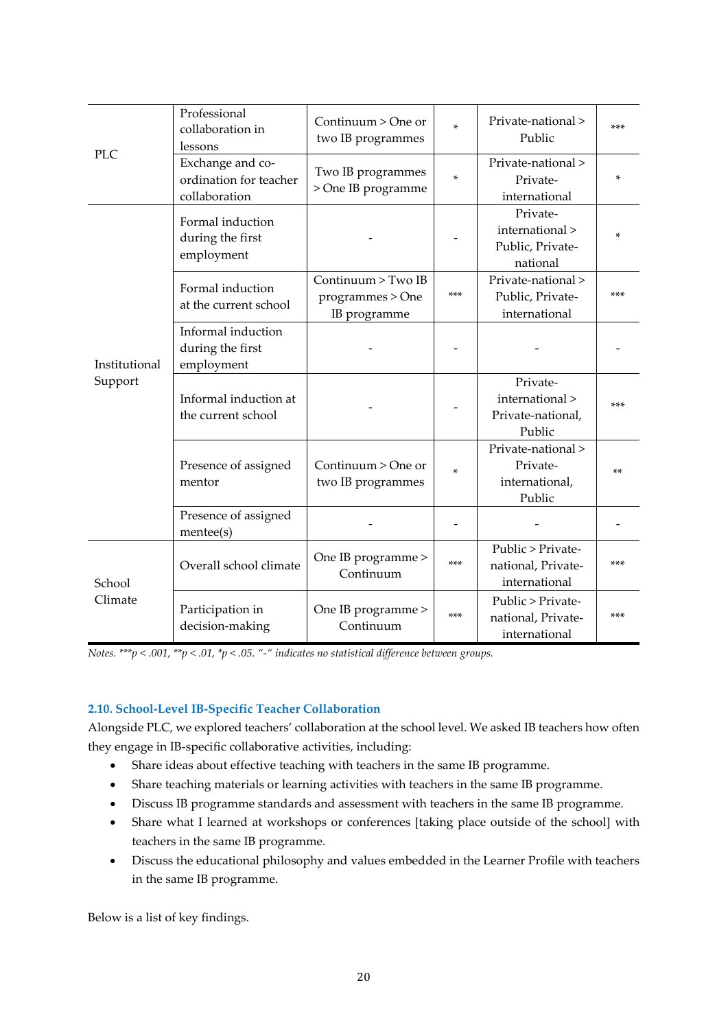| | | | | | |
|---|---|---|---|---|---|
| PLC | Professional collaboration in lessons | Continuum > One or two IB programmes | * | Private-national > Public | *** |
| | Exchange and co-ordination for teacher collaboration | Two IB programmes > One IB programme | * | Private-national > Private-international | * |
| Institutional Support | Formal induction during the first employment | - | - | Private-international > Public, Private-national | * |
| | Formal induction at the current school | Continuum > Two IB programmes > One IB programme | *** | Private-national > Public, Private-international | *** |
| | Informal induction during the first employment | - | - | - | - |
| | Informal induction at the current school | - | - | Private-international > Private-national, Public | *** |
| | Presence of assigned mentor | Continuum > One or two IB programmes | * | Private-national > Private-international, Public | ** |
| | Presence of assigned mentee(s) | - | - | - | - |
| School Climate | Overall school climate | One IB programme > Continuum | *** | Public > Private-national, Private-international | *** |
| | Participation in decision-making | One IB programme > Continuum | *** | Public > Private-national, Private-international | *** |

*Notes.* ***$p < .001$, **$p < .01$, *$p < .05$. "-" indicates no statistical difference between groups.

### 2.10. School-Level IB-Specific Teacher Collaboration

Alongside PLC, we explored teachers' collaboration at the school level. We asked IB teachers how often they engage in IB-specific collaborative activities, including:

- Share ideas about effective teaching with teachers in the same IB programme.
- Share teaching materials or learning activities with teachers in the same IB programme.
- Discuss IB programme standards and assessment with teachers in the same IB programme.
- Share what I learned at workshops or conferences [taking place outside of the school] with teachers in the same IB programme.
- Discuss the educational philosophy and values embedded in the Learner Profile with teachers in the same IB programme.

Below is a list of key findings.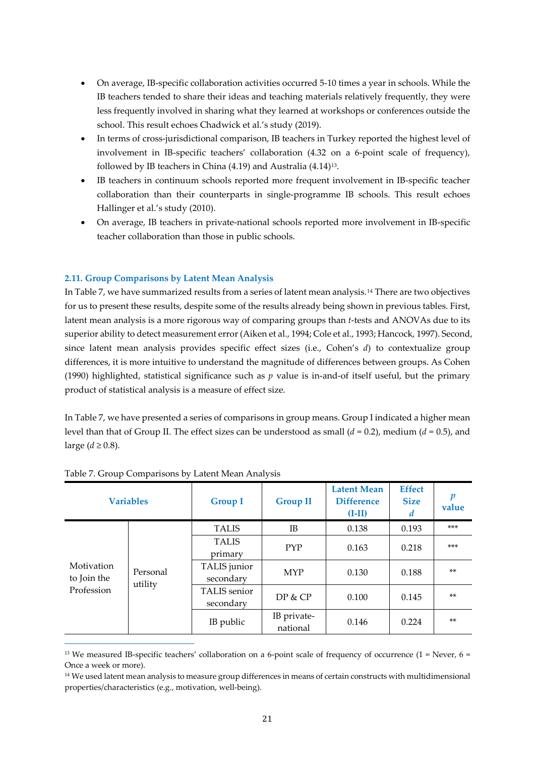- On average, IB-specific collaboration activities occurred 5-10 times a year in schools. While the IB teachers tended to share their ideas and teaching materials relatively frequently, they were less frequently involved in sharing what they learned at workshops or conferences outside the school. This result echoes Chadwick et al.'s study (2019).
- In terms of cross-jurisdictional comparison, IB teachers in Turkey reported the highest level of involvement in IB-specific teachers' collaboration (4.32 on a 6-point scale of frequency), followed by IB teachers in China (4.19) and Australia (4.14)[13].
- IB teachers in continuum schools reported more frequent involvement in IB-specific teacher collaboration than their counterparts in single-programme IB schools. This result echoes Hallinger et al.'s study (2010).
- On average, IB teachers in private-national schools reported more involvement in IB-specific teacher collaboration than those in public schools.

### 2.11. Group Comparisons by Latent Mean Analysis

In Table 7, we have summarized results from a series of latent mean analysis.[14] There are two objectives for us to present these results, despite some of the results already being shown in previous tables. First, latent mean analysis is a more rigorous way of comparing groups than *t*-tests and ANOVAs due to its superior ability to detect measurement error (Aiken et al., 1994; Cole et al., 1993; Hancock, 1997). Second, since latent mean analysis provides specific effect sizes (i.e., Cohen's *d*) to contextualize group differences, it is more intuitive to understand the magnitude of differences between groups. As Cohen (1990) highlighted, statistical significance such as *p* value is in-and-of itself useful, but the primary product of statistical analysis is a measure of effect size.

In Table 7, we have presented a series of comparisons in group means. Group I indicated a higher mean level than that of Group II. The effect sizes can be understood as small ($d$ = 0.2), medium ($d$ = 0.5), and large ($d \geq 0.8$).

Table 7. Group Comparisons by Latent Mean Analysis

| Variables | | Group I | Group II | Latent Mean Difference (I-II) | Effect Size *d* | *p* value |
|---|---|---|---|---|---|---|
| Motivation to Join the Profession | Personal utility | TALIS | IB | 0.138 | 0.193 | *** |
| | | TALIS primary | PYP | 0.163 | 0.218 | *** |
| | | TALIS junior secondary | MYP | 0.130 | 0.188 | ** |
| | | TALIS senior secondary | DP & CP | 0.100 | 0.145 | ** |
| | | IB public | IB private-national | 0.146 | 0.224 | ** |

[13] We measured IB-specific teachers' collaboration on a 6-point scale of frequency of occurrence (1 = Never, 6 = Once a week or more).

[14] We used latent mean analysis to measure group differences in means of certain constructs with multidimensional properties/characteristics (e.g., motivation, well-being).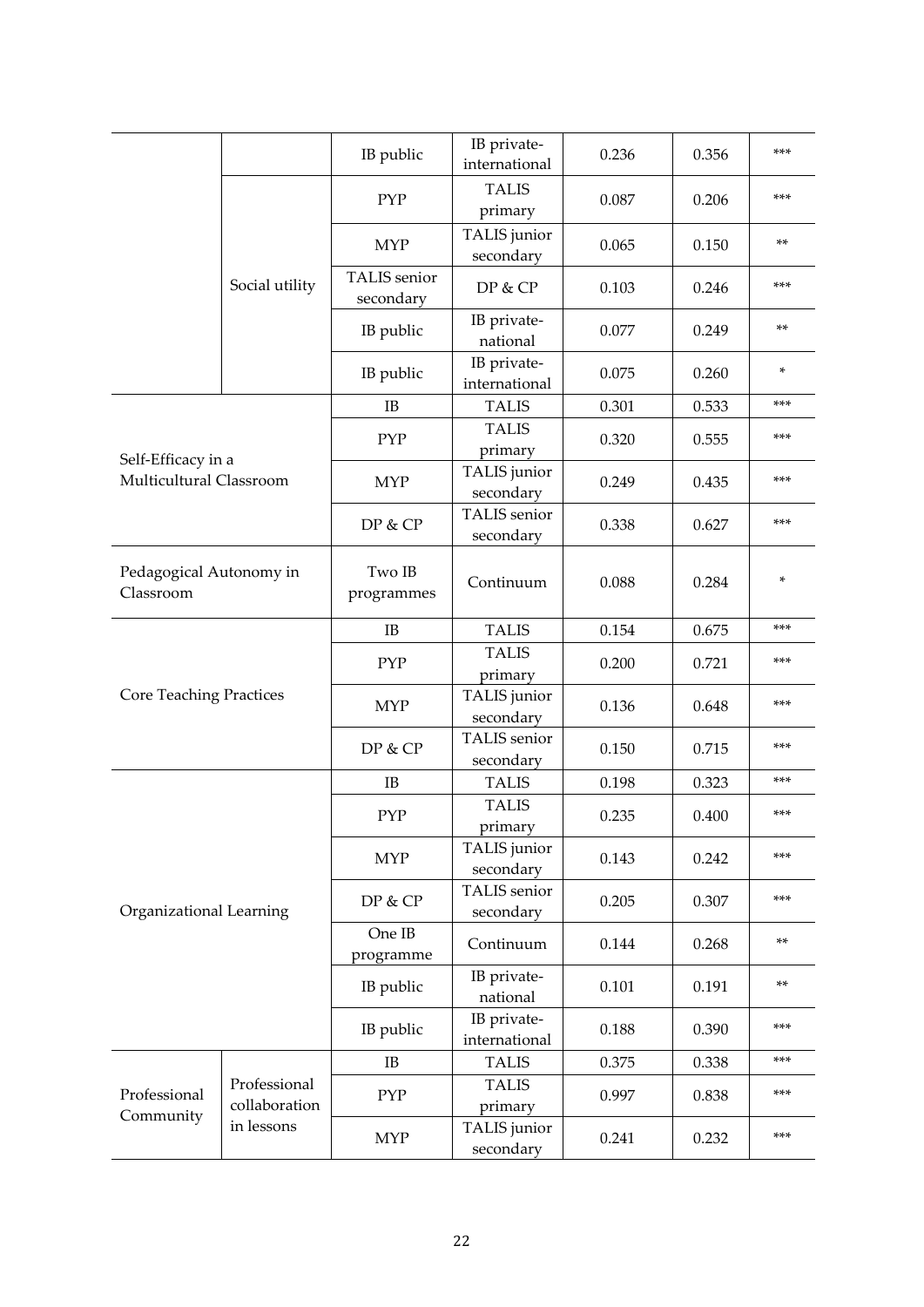| | | | | | | |
|---|---|---|---|---|---|---|
| | | IB public | IB private-international | 0.236 | 0.356 | *** |
| | Social utility | PYP | TALIS primary | 0.087 | 0.206 | *** |
| | | MYP | TALIS junior secondary | 0.065 | 0.150 | ** |
| | | TALIS senior secondary | DP & CP | 0.103 | 0.246 | *** |
| | | IB public | IB private-national | 0.077 | 0.249 | ** |
| | | IB public | IB private-international | 0.075 | 0.260 | * |
| Self-Efficacy in a Multicultural Classroom | | IB | TALIS | 0.301 | 0.533 | *** |
| | | PYP | TALIS primary | 0.320 | 0.555 | *** |
| | | MYP | TALIS junior secondary | 0.249 | 0.435 | *** |
| | | DP & CP | TALIS senior secondary | 0.338 | 0.627 | *** |
| Pedagogical Autonomy in Classroom | | Two IB programmes | Continuum | 0.088 | 0.284 | * |
| Core Teaching Practices | | IB | TALIS | 0.154 | 0.675 | *** |
| | | PYP | TALIS primary | 0.200 | 0.721 | *** |
| | | MYP | TALIS junior secondary | 0.136 | 0.648 | *** |
| | | DP & CP | TALIS senior secondary | 0.150 | 0.715 | *** |
| Organizational Learning | | IB | TALIS | 0.198 | 0.323 | *** |
| | | PYP | TALIS primary | 0.235 | 0.400 | *** |
| | | MYP | TALIS junior secondary | 0.143 | 0.242 | *** |
| | | DP & CP | TALIS senior secondary | 0.205 | 0.307 | *** |
| | | One IB programme | Continuum | 0.144 | 0.268 | ** |
| | | IB public | IB private-national | 0.101 | 0.191 | ** |
| | | IB public | IB private-international | 0.188 | 0.390 | *** |
| Professional Community | Professional collaboration in lessons | IB | TALIS | 0.375 | 0.338 | *** |
| | | PYP | TALIS primary | 0.997 | 0.838 | *** |
| | | MYP | TALIS junior secondary | 0.241 | 0.232 | *** |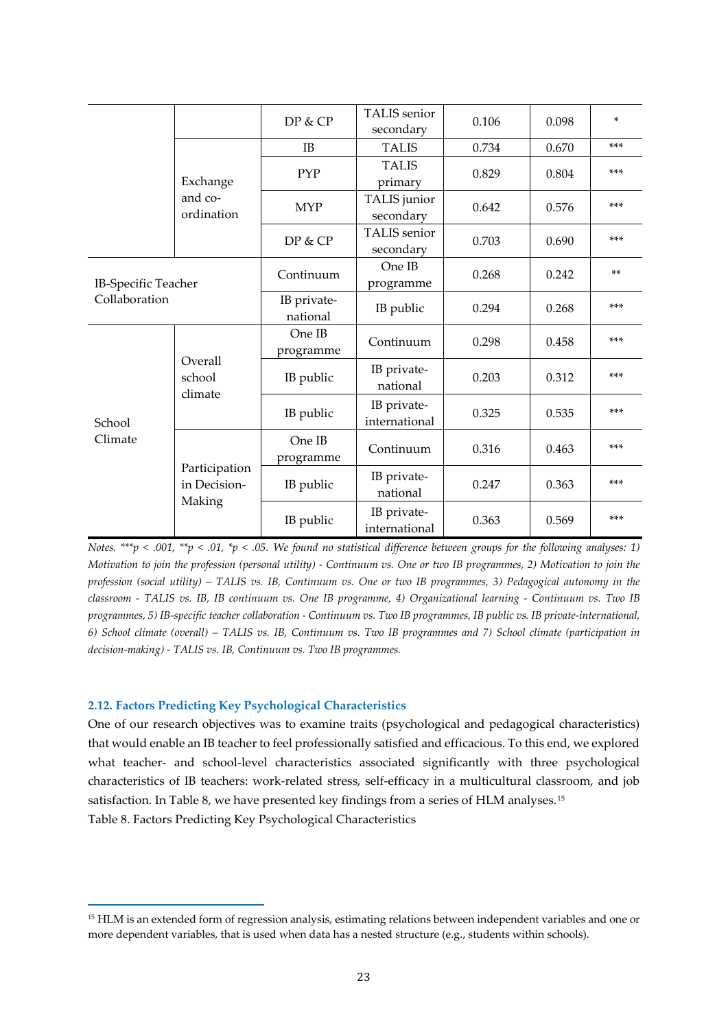|  |  |  |  |  |  |  |
|---|---|---|---|---|---|---|
|  |  | DP & CP | TALIS senior secondary | 0.106 | 0.098 | * |
|  | Exchange and co-ordination | IB | TALIS | 0.734 | 0.670 | *** |
|  |  | PYP | TALIS primary | 0.829 | 0.804 | *** |
|  |  | MYP | TALIS junior secondary | 0.642 | 0.576 | *** |
|  |  | DP & CP | TALIS senior secondary | 0.703 | 0.690 | *** |
| IB-Specific Teacher Collaboration |  | Continuum | One IB programme | 0.268 | 0.242 | ** |
|  |  | IB private-national | IB public | 0.294 | 0.268 | *** |
| School Climate | Overall school climate | One IB programme | Continuum | 0.298 | 0.458 | *** |
|  |  | IB public | IB private-national | 0.203 | 0.312 | *** |
|  |  | IB public | IB private-international | 0.325 | 0.535 | *** |
|  | Participation in Decision-Making | One IB programme | Continuum | 0.316 | 0.463 | *** |
|  |  | IB public | IB private-national | 0.247 | 0.363 | *** |
|  |  | IB public | IB private-international | 0.363 | 0.569 | *** |

*Notes. ***p < .001, **p < .01, *p < .05. We found no statistical difference between groups for the following analyses: 1) Motivation to join the profession (personal utility) - Continuum vs. One or two IB programmes, 2) Motivation to join the profession (social utility) – TALIS vs. IB, Continuum vs. One or two IB programmes, 3) Pedagogical autonomy in the classroom - TALIS vs. IB, IB continuum vs. One IB programme, 4) Organizational learning - Continuum vs. Two IB programmes, 5) IB-specific teacher collaboration - Continuum vs. Two IB programmes, IB public vs. IB private-international, 6) School climate (overall) – TALIS vs. IB, Continuum vs. Two IB programmes and 7) School climate (participation in decision-making) - TALIS vs. IB, Continuum vs. Two IB programmes.*

### 2.12. Factors Predicting Key Psychological Characteristics

One of our research objectives was to examine traits (psychological and pedagogical characteristics) that would enable an IB teacher to feel professionally satisfied and efficacious. To this end, we explored what teacher- and school-level characteristics associated significantly with three psychological characteristics of IB teachers: work-related stress, self-efficacy in a multicultural classroom, and job satisfaction. In Table 8, we have presented key findings from a series of HLM analyses.[15]

Table 8. Factors Predicting Key Psychological Characteristics

[15] HLM is an extended form of regression analysis, estimating relations between independent variables and one or more dependent variables, that is used when data has a nested structure (e.g., students within schools).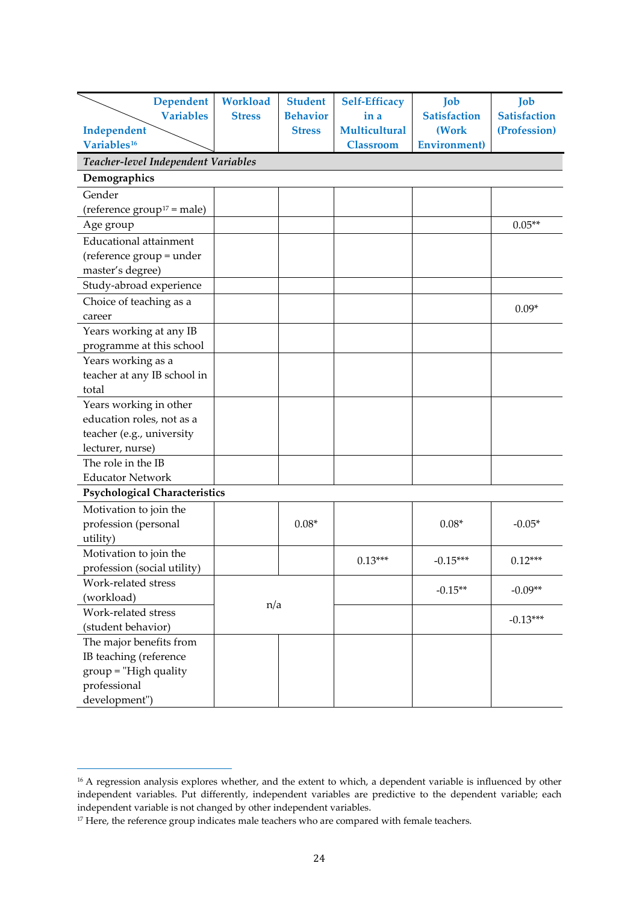| Independent Variables[16] \ Dependent Variables | Workload Stress | Student Behavior Stress | Self-Efficacy in a Multicultural Classroom | Job Satisfaction (Work Environment) | Job Satisfaction (Profession) |
|---|---|---|---|---|---|
| ***Teacher-level Independent Variables*** | | | | | |
| **Demographics** | | | | | |
| Gender (reference group[17] = male) | | | | | |
| Age group | | | | | 0.05** |
| Educational attainment (reference group = under master's degree) | | | | | |
| Study-abroad experience | | | | | |
| Choice of teaching as a career | | | | | 0.09* |
| Years working at any IB programme at this school | | | | | |
| Years working as a teacher at any IB school in total | | | | | |
| Years working in other education roles, not as a teacher (e.g., university lecturer, nurse) | | | | | |
| The role in the IB Educator Network | | | | | |
| **Psychological Characteristics** | | | | | |
| Motivation to join the profession (personal utility) | | 0.08* | | 0.08* | -0.05* |
| Motivation to join the profession (social utility) | | | 0.13*** | -0.15*** | 0.12*** |
| Work-related stress (workload) | n/a | n/a | | -0.15** | -0.09** |
| Work-related stress (student behavior) | n/a | n/a | | | -0.13*** |
| The major benefits from IB teaching (reference group = "High quality professional development") | | | | | |

[16] A regression analysis explores whether, and the extent to which, a dependent variable is influenced by other independent variables. Put differently, independent variables are predictive to the dependent variable; each independent variable is not changed by other independent variables.

[17] Here, the reference group indicates male teachers who are compared with female teachers.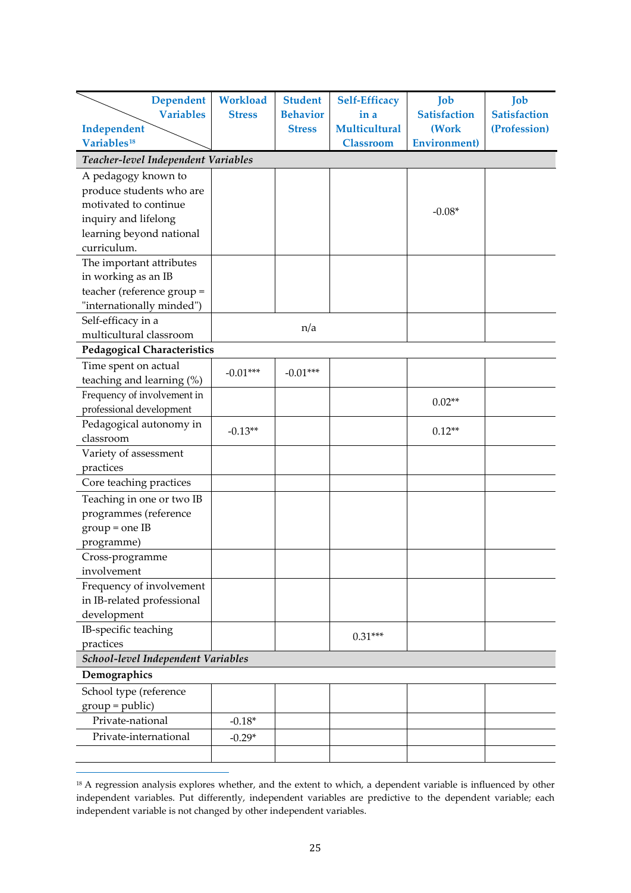| Independent Variables[18] \ Dependent Variables | Workload Stress | Student Behavior Stress | Self-Efficacy in a Multicultural Classroom | Job Satisfaction (Work Environment) | Job Satisfaction (Profession) |
|---|---|---|---|---|---|
| ***Teacher-level Independent Variables*** | | | | | |
| A pedagogy known to produce students who are motivated to continue inquiry and lifelong learning beyond national curriculum. | | | | -0.08* | |
| The important attributes in working as an IB teacher (reference group = "internationally minded") | | | | | |
| Self-efficacy in a multicultural classroom | | n/a | | | |
| **Pedagogical Characteristics** | | | | | |
| Time spent on actual teaching and learning (%) | -0.01*** | -0.01*** | | | |
| Frequency of involvement in professional development | | | | 0.02** | |
| Pedagogical autonomy in classroom | -0.13** | | | 0.12** | |
| Variety of assessment practices | | | | | |
| Core teaching practices | | | | | |
| Teaching in one or two IB programmes (reference group = one IB programme) | | | | | |
| Cross-programme involvement | | | | | |
| Frequency of involvement in IB-related professional development | | | | | |
| IB-specific teaching practices | | | 0.31*** | | |
| ***School-level Independent Variables*** | | | | | |
| **Demographics** | | | | | |
| School type (reference group = public) | | | | | |
| Private-national | -0.18* | | | | |
| Private-international | -0.29* | | | | |
| | | | | | |

[18] A regression analysis explores whether, and the extent to which, a dependent variable is influenced by other independent variables. Put differently, independent variables are predictive to the dependent variable; each independent variable is not changed by other independent variables.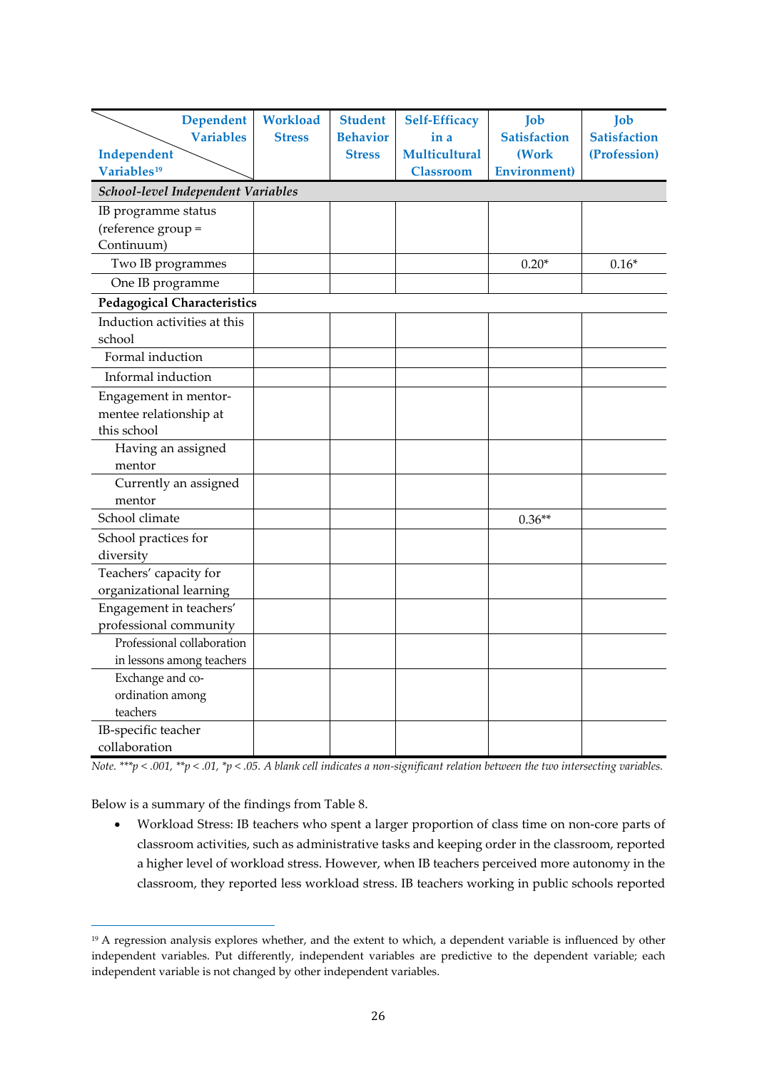| Independent Variables[19] \ Dependent Variables | Workload Stress | Student Behavior Stress | Self-Efficacy in a Multicultural Classroom | Job Satisfaction (Work Environment) | Job Satisfaction (Profession) |
|---|---|---|---|---|---|
| ***School-level Independent Variables*** | | | | | |
| IB programme status (reference group = Continuum) | | | | | |
| Two IB programmes | | | | 0.20* | 0.16* |
| One IB programme | | | | | |
| **Pedagogical Characteristics** | | | | | |
| Induction activities at this school | | | | | |
| Formal induction | | | | | |
| Informal induction | | | | | |
| Engagement in mentor-mentee relationship at this school | | | | | |
| Having an assigned mentor | | | | | |
| Currently an assigned mentor | | | | | |
| School climate | | | | 0.36** | |
| School practices for diversity | | | | | |
| Teachers' capacity for organizational learning | | | | | |
| Engagement in teachers' professional community | | | | | |
| Professional collaboration in lessons among teachers | | | | | |
| Exchange and co-ordination among teachers | | | | | |
| IB-specific teacher collaboration | | | | | |

*Note.* ***$p < .001$, **$p < .01$, *$p < .05$. *A blank cell indicates a non-significant relation between the two intersecting variables.*

Below is a summary of the findings from Table 8.

- Workload Stress: IB teachers who spent a larger proportion of class time on non-core parts of classroom activities, such as administrative tasks and keeping order in the classroom, reported a higher level of workload stress. However, when IB teachers perceived more autonomy in the classroom, they reported less workload stress. IB teachers working in public schools reported

[19] A regression analysis explores whether, and the extent to which, a dependent variable is influenced by other independent variables. Put differently, independent variables are predictive to the dependent variable; each independent variable is not changed by other independent variables.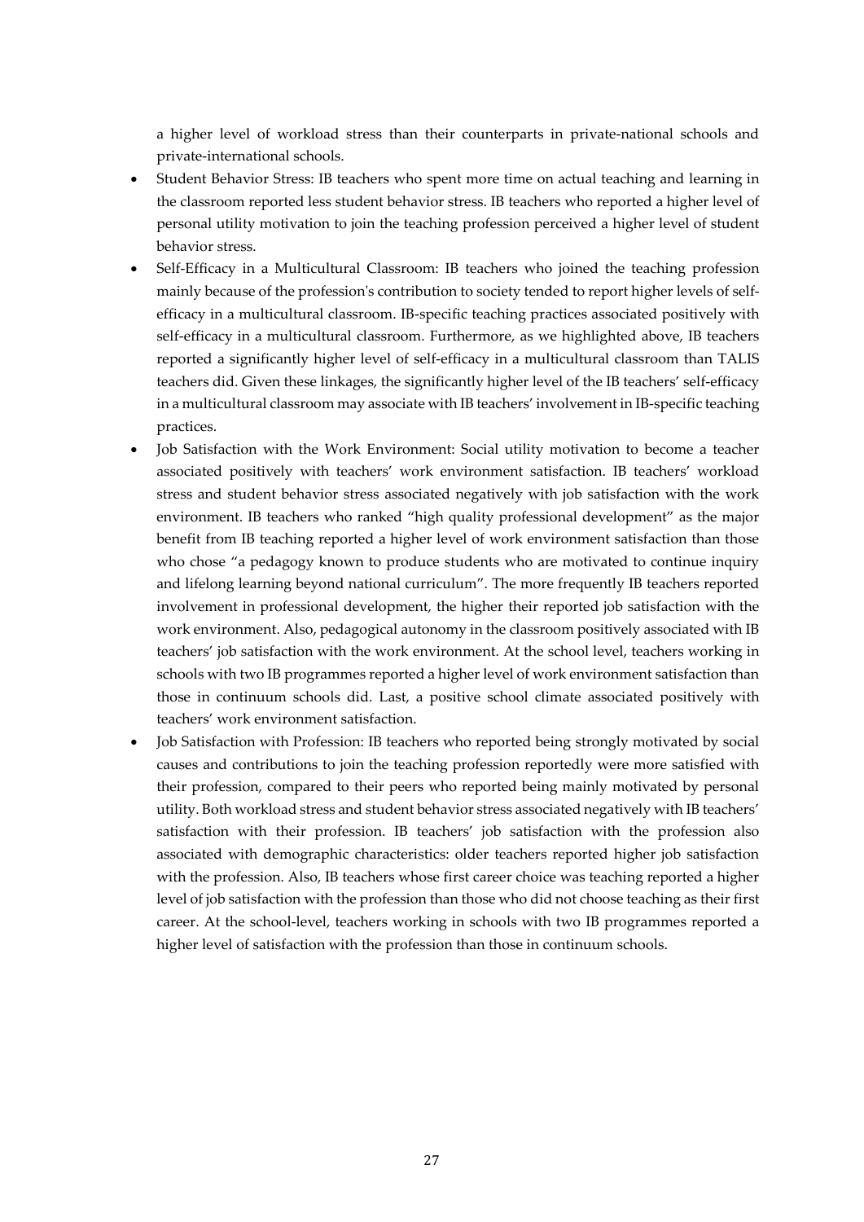a higher level of workload stress than their counterparts in private-national schools and private-international schools.

- Student Behavior Stress: IB teachers who spent more time on actual teaching and learning in the classroom reported less student behavior stress. IB teachers who reported a higher level of personal utility motivation to join the teaching profession perceived a higher level of student behavior stress.
- Self-Efficacy in a Multicultural Classroom: IB teachers who joined the teaching profession mainly because of the profession's contribution to society tended to report higher levels of self-efficacy in a multicultural classroom. IB-specific teaching practices associated positively with self-efficacy in a multicultural classroom. Furthermore, as we highlighted above, IB teachers reported a significantly higher level of self-efficacy in a multicultural classroom than TALIS teachers did. Given these linkages, the significantly higher level of the IB teachers' self-efficacy in a multicultural classroom may associate with IB teachers' involvement in IB-specific teaching practices.
- Job Satisfaction with the Work Environment: Social utility motivation to become a teacher associated positively with teachers' work environment satisfaction. IB teachers' workload stress and student behavior stress associated negatively with job satisfaction with the work environment. IB teachers who ranked "high quality professional development" as the major benefit from IB teaching reported a higher level of work environment satisfaction than those who chose "a pedagogy known to produce students who are motivated to continue inquiry and lifelong learning beyond national curriculum". The more frequently IB teachers reported involvement in professional development, the higher their reported job satisfaction with the work environment. Also, pedagogical autonomy in the classroom positively associated with IB teachers' job satisfaction with the work environment. At the school level, teachers working in schools with two IB programmes reported a higher level of work environment satisfaction than those in continuum schools did. Last, a positive school climate associated positively with teachers' work environment satisfaction.
- Job Satisfaction with Profession: IB teachers who reported being strongly motivated by social causes and contributions to join the teaching profession reportedly were more satisfied with their profession, compared to their peers who reported being mainly motivated by personal utility. Both workload stress and student behavior stress associated negatively with IB teachers' satisfaction with their profession. IB teachers' job satisfaction with the profession also associated with demographic characteristics: older teachers reported higher job satisfaction with the profession. Also, IB teachers whose first career choice was teaching reported a higher level of job satisfaction with the profession than those who did not choose teaching as their first career. At the school-level, teachers working in schools with two IB programmes reported a higher level of satisfaction with the profession than those in continuum schools.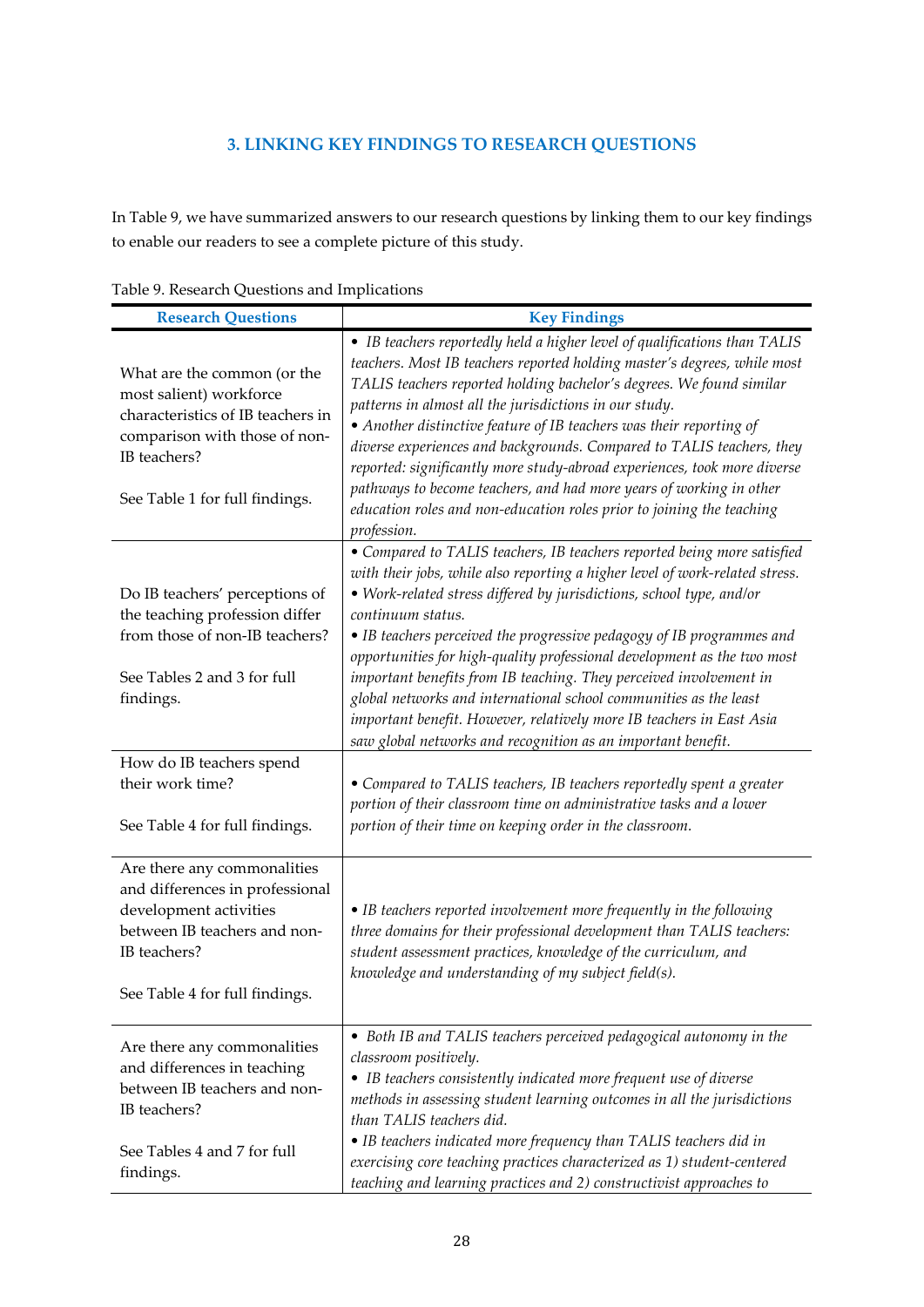## 3. LINKING KEY FINDINGS TO RESEARCH QUESTIONS

In Table 9, we have summarized answers to our research questions by linking them to our key findings to enable our readers to see a complete picture of this study.

Table 9. Research Questions and Implications

| Research Questions | Key Findings |
|---|---|
| What are the common (or the most salient) workforce characteristics of IB teachers in comparison with those of non-IB teachers?<br><br>See Table 1 for full findings. | • *IB teachers reportedly held a higher level of qualifications than TALIS teachers. Most IB teachers reported holding master's degrees, while most TALIS teachers reported holding bachelor's degrees. We found similar patterns in almost all the jurisdictions in our study.*<br>• *Another distinctive feature of IB teachers was their reporting of diverse experiences and backgrounds. Compared to TALIS teachers, they reported: significantly more study-abroad experiences, took more diverse pathways to become teachers, and had more years of working in other education roles and non-education roles prior to joining the teaching profession.* |
| Do IB teachers' perceptions of the teaching profession differ from those of non-IB teachers?<br><br>See Tables 2 and 3 for full findings. | • *Compared to TALIS teachers, IB teachers reported being more satisfied with their jobs, while also reporting a higher level of work-related stress.*<br>• *Work-related stress differed by jurisdictions, school type, and/or continuum status.*<br>• *IB teachers perceived the progressive pedagogy of IB programmes and opportunities for high-quality professional development as the two most important benefits from IB teaching. They perceived involvement in global networks and international school communities as the least important benefit. However, relatively more IB teachers in East Asia saw global networks and recognition as an important benefit.* |
| How do IB teachers spend their work time?<br><br>See Table 4 for full findings. | • *Compared to TALIS teachers, IB teachers reportedly spent a greater portion of their classroom time on administrative tasks and a lower portion of their time on keeping order in the classroom.* |
| Are there any commonalities and differences in professional development activities between IB teachers and non-IB teachers?<br><br>See Table 4 for full findings. | • *IB teachers reported involvement more frequently in the following three domains for their professional development than TALIS teachers: student assessment practices, knowledge of the curriculum, and knowledge and understanding of my subject field(s).* |
| Are there any commonalities and differences in teaching between IB teachers and non-IB teachers?<br><br>See Tables 4 and 7 for full findings. | • *Both IB and TALIS teachers perceived pedagogical autonomy in the classroom positively.*<br>• *IB teachers consistently indicated more frequent use of diverse methods in assessing student learning outcomes in all the jurisdictions than TALIS teachers did.*<br>• *IB teachers indicated more frequency than TALIS teachers did in exercising core teaching practices characterized as 1) student-centered teaching and learning practices and 2) constructivist approaches to* |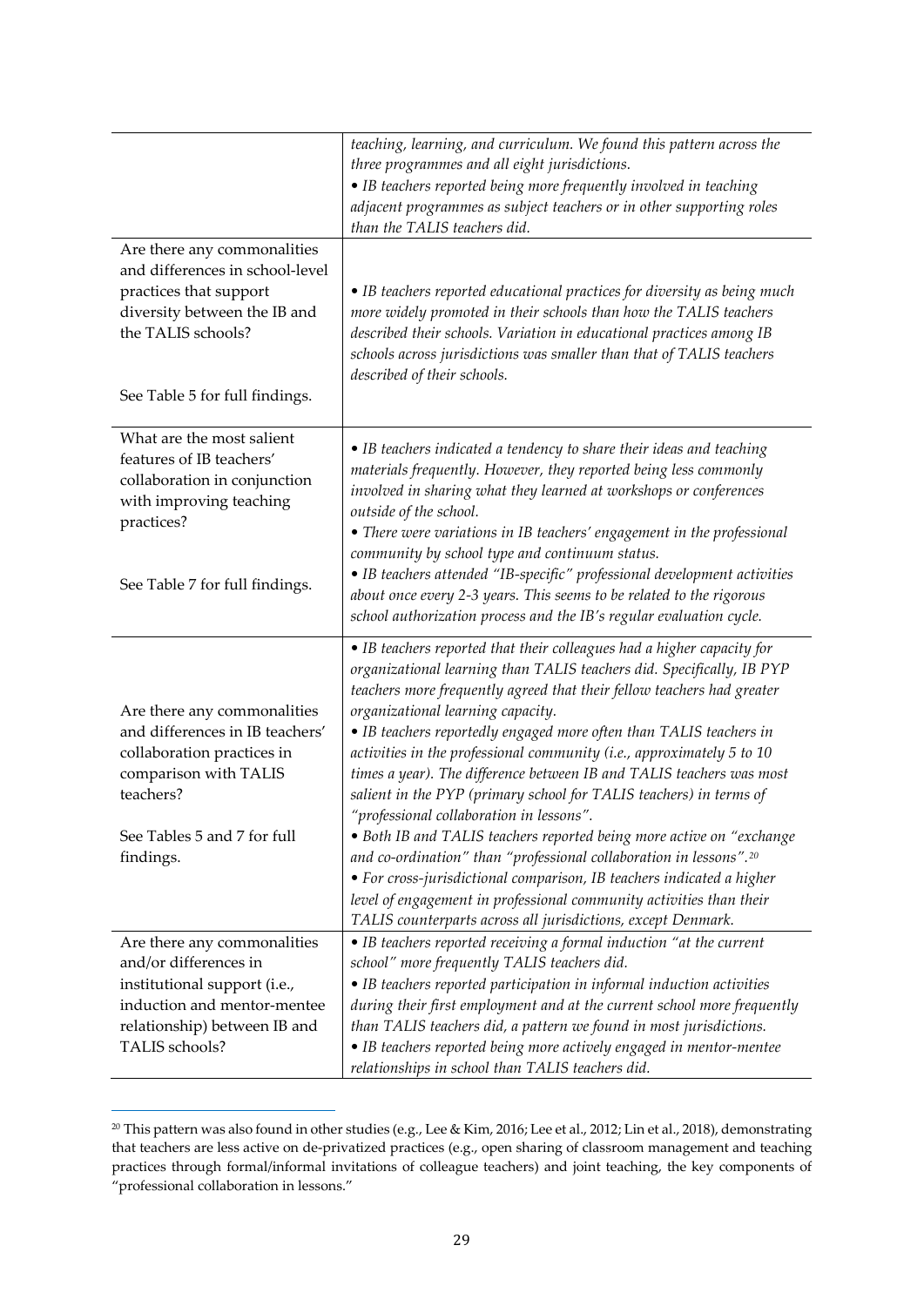| | |
|---|---|
| | *teaching, learning, and curriculum. We found this pattern across the three programmes and all eight jurisdictions.*<br>• *IB teachers reported being more frequently involved in teaching adjacent programmes as subject teachers or in other supporting roles than the TALIS teachers did.* |
| Are there any commonalities and differences in school-level practices that support diversity between the IB and the TALIS schools?<br><br>See Table 5 for full findings. | • *IB teachers reported educational practices for diversity as being much more widely promoted in their schools than how the TALIS teachers described their schools. Variation in educational practices among IB schools across jurisdictions was smaller than that of TALIS teachers described of their schools.* |
| What are the most salient features of IB teachers' collaboration in conjunction with improving teaching practices?<br><br>See Table 7 for full findings. | • *IB teachers indicated a tendency to share their ideas and teaching materials frequently. However, they reported being less commonly involved in sharing what they learned at workshops or conferences outside of the school.*<br>• *There were variations in IB teachers' engagement in the professional community by school type and continuum status.*<br>• *IB teachers attended "IB-specific" professional development activities about once every 2-3 years. This seems to be related to the rigorous school authorization process and the IB's regular evaluation cycle.* |
| Are there any commonalities and differences in IB teachers' collaboration practices in comparison with TALIS teachers?<br><br>See Tables 5 and 7 for full findings. | • *IB teachers reported that their colleagues had a higher capacity for organizational learning than TALIS teachers did. Specifically, IB PYP teachers more frequently agreed that their fellow teachers had greater organizational learning capacity.*<br>• *IB teachers reportedly engaged more often than TALIS teachers in activities in the professional community (i.e., approximately 5 to 10 times a year). The difference between IB and TALIS teachers was most salient in the PYP (primary school for TALIS teachers) in terms of "professional collaboration in lessons".*<br>• *Both IB and TALIS teachers reported being more active on "exchange and co-ordination" than "professional collaboration in lessons".*[20]<br>• *For cross-jurisdictional comparison, IB teachers indicated a higher level of engagement in professional community activities than their TALIS counterparts across all jurisdictions, except Denmark.* |
| Are there any commonalities and/or differences in institutional support (i.e., induction and mentor-mentee relationship) between IB and TALIS schools? | • *IB teachers reported receiving a formal induction "at the current school" more frequently TALIS teachers did.*<br>• *IB teachers reported participation in informal induction activities during their first employment and at the current school more frequently than TALIS teachers did, a pattern we found in most jurisdictions.*<br>• *IB teachers reported being more actively engaged in mentor-mentee relationships in school than TALIS teachers did.* |

[20] This pattern was also found in other studies (e.g., Lee & Kim, 2016; Lee et al., 2012; Lin et al., 2018), demonstrating that teachers are less active on de-privatized practices (e.g., open sharing of classroom management and teaching practices through formal/informal invitations of colleague teachers) and joint teaching, the key components of "professional collaboration in lessons."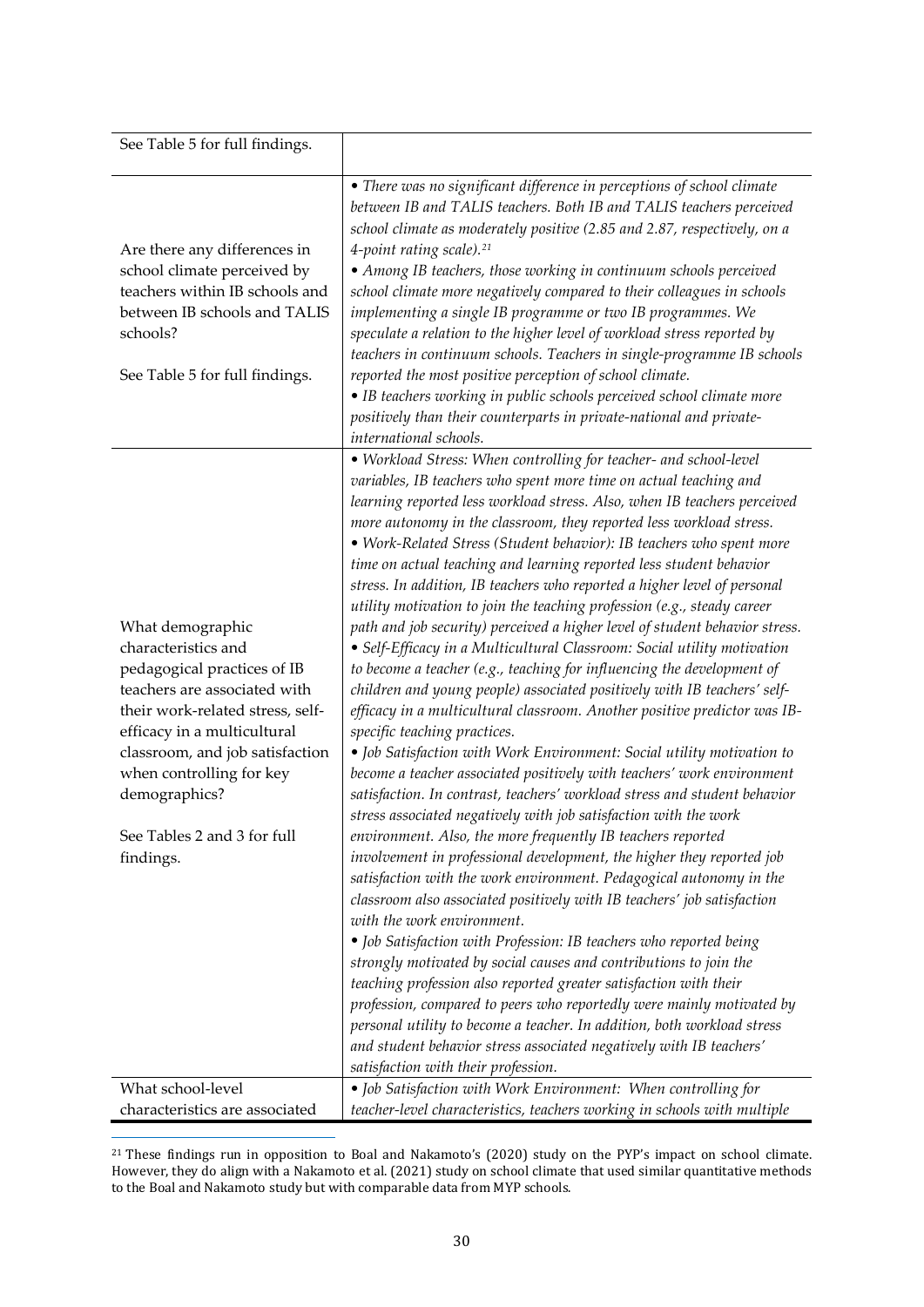| | |
|---|---|
| See Table 5 for full findings. | |
| Are there any differences in school climate perceived by teachers within IB schools and between IB schools and TALIS schools?<br><br>See Table 5 for full findings. | • *There was no significant difference in perceptions of school climate between IB and TALIS teachers. Both IB and TALIS teachers perceived school climate as moderately positive (2.85 and 2.87, respectively, on a 4-point rating scale).*[21]<br>• *Among IB teachers, those working in continuum schools perceived school climate more negatively compared to their colleagues in schools implementing a single IB programme or two IB programmes. We speculate a relation to the higher level of workload stress reported by teachers in continuum schools. Teachers in single-programme IB schools reported the most positive perception of school climate.*<br>• *IB teachers working in public schools perceived school climate more positively than their counterparts in private-national and private-international schools.* |
| What demographic characteristics and pedagogical practices of IB teachers are associated with their work-related stress, self-efficacy in a multicultural classroom, and job satisfaction when controlling for key demographics?<br><br>See Tables 2 and 3 for full findings. | • *Workload Stress: When controlling for teacher- and school-level variables, IB teachers who spent more time on actual teaching and learning reported less workload stress. Also, when IB teachers perceived more autonomy in the classroom, they reported less workload stress.*<br>• *Work-Related Stress (Student behavior): IB teachers who spent more time on actual teaching and learning reported less student behavior stress. In addition, IB teachers who reported a higher level of personal utility motivation to join the teaching profession (e.g., steady career path and job security) perceived a higher level of student behavior stress.*<br>• *Self-Efficacy in a Multicultural Classroom: Social utility motivation to become a teacher (e.g., teaching for influencing the development of children and young people) associated positively with IB teachers' self-efficacy in a multicultural classroom. Another positive predictor was IB-specific teaching practices.*<br>• *Job Satisfaction with Work Environment: Social utility motivation to become a teacher associated positively with teachers' work environment satisfaction. In contrast, teachers' workload stress and student behavior stress associated negatively with job satisfaction with the work environment. Also, the more frequently IB teachers reported involvement in professional development, the higher they reported job satisfaction with the work environment. Pedagogical autonomy in the classroom also associated positively with IB teachers' job satisfaction with the work environment.*<br>• *Job Satisfaction with Profession: IB teachers who reported being strongly motivated by social causes and contributions to join the teaching profession also reported greater satisfaction with their profession, compared to peers who reportedly were mainly motivated by personal utility to become a teacher. In addition, both workload stress and student behavior stress associated negatively with IB teachers' satisfaction with their profession.* |
| What school-level characteristics are associated | • *Job Satisfaction with Work Environment: When controlling for teacher-level characteristics, teachers working in schools with multiple* |

[21] These findings run in opposition to Boal and Nakamoto's (2020) study on the PYP's impact on school climate. However, they do align with a Nakamoto et al. (2021) study on school climate that used similar quantitative methods to the Boal and Nakamoto study but with comparable data from MYP schools.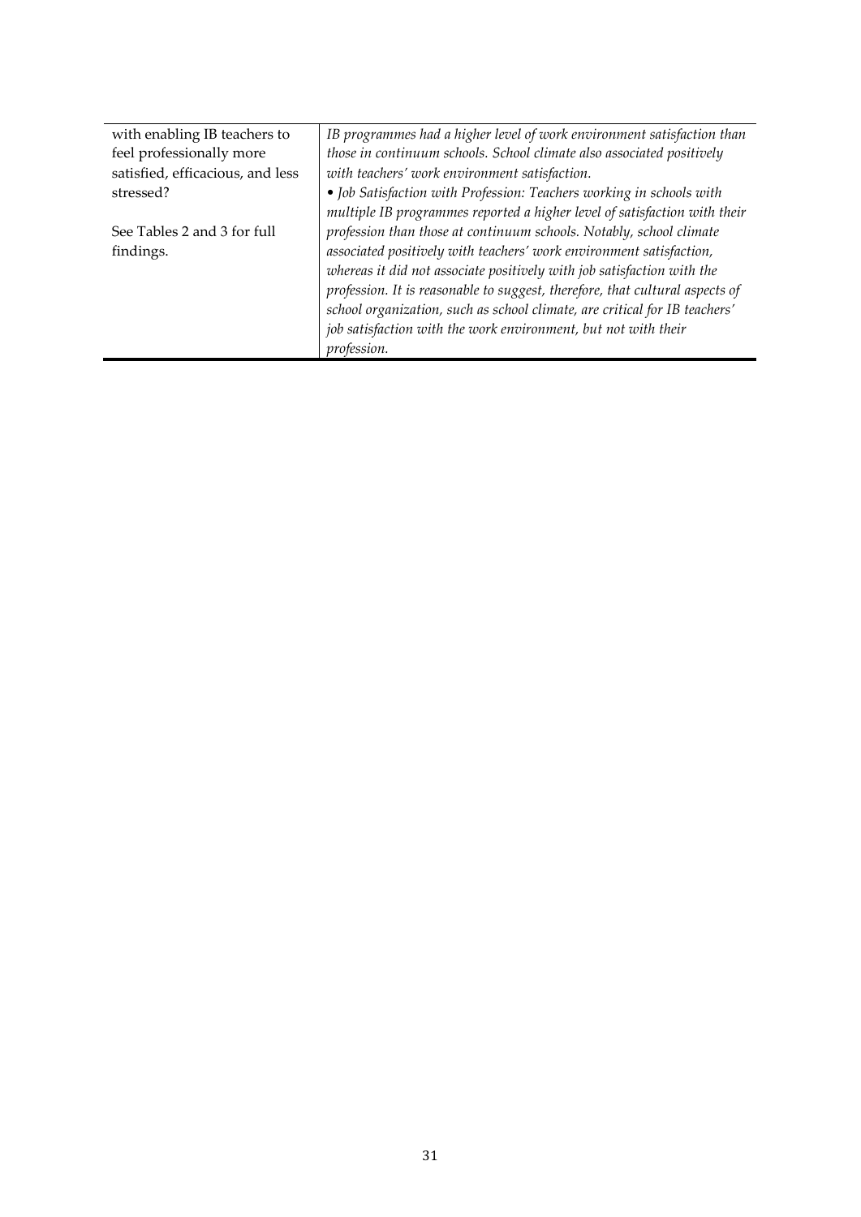| | |
|---|---|
| with enabling IB teachers to feel professionally more satisfied, efficacious, and less stressed?<br><br>See Tables 2 and 3 for full findings. | *IB programmes had a higher level of work environment satisfaction than those in continuum schools. School climate also associated positively with teachers' work environment satisfaction.*<br>*• Job Satisfaction with Profession: Teachers working in schools with multiple IB programmes reported a higher level of satisfaction with their profession than those at continuum schools. Notably, school climate associated positively with teachers' work environment satisfaction, whereas it did not associate positively with job satisfaction with the profession. It is reasonable to suggest, therefore, that cultural aspects of school organization, such as school climate, are critical for IB teachers' job satisfaction with the work environment, but not with their profession.* |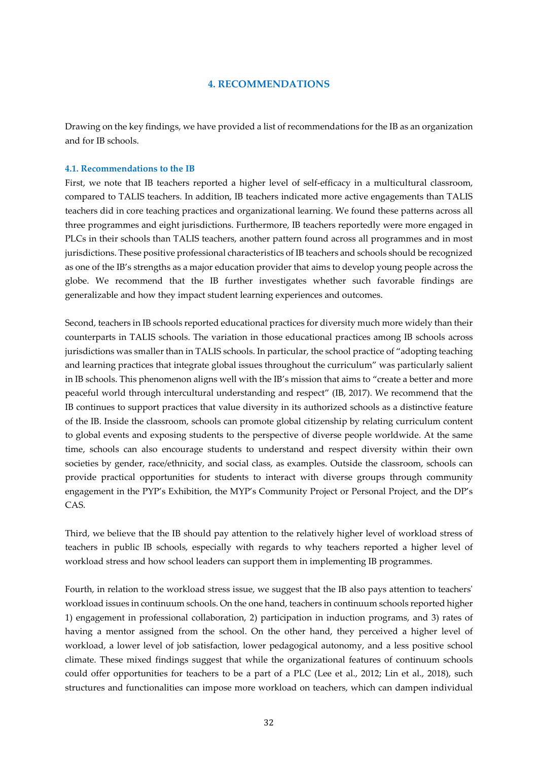## 4. RECOMMENDATIONS

Drawing on the key findings, we have provided a list of recommendations for the IB as an organization and for IB schools.

### 4.1. Recommendations to the IB

First, we note that IB teachers reported a higher level of self-efficacy in a multicultural classroom, compared to TALIS teachers. In addition, IB teachers indicated more active engagements than TALIS teachers did in core teaching practices and organizational learning. We found these patterns across all three programmes and eight jurisdictions. Furthermore, IB teachers reportedly were more engaged in PLCs in their schools than TALIS teachers, another pattern found across all programmes and in most jurisdictions. These positive professional characteristics of IB teachers and schools should be recognized as one of the IB's strengths as a major education provider that aims to develop young people across the globe. We recommend that the IB further investigates whether such favorable findings are generalizable and how they impact student learning experiences and outcomes.

Second, teachers in IB schools reported educational practices for diversity much more widely than their counterparts in TALIS schools. The variation in those educational practices among IB schools across jurisdictions was smaller than in TALIS schools. In particular, the school practice of "adopting teaching and learning practices that integrate global issues throughout the curriculum" was particularly salient in IB schools. This phenomenon aligns well with the IB's mission that aims to "create a better and more peaceful world through intercultural understanding and respect" (IB, 2017). We recommend that the IB continues to support practices that value diversity in its authorized schools as a distinctive feature of the IB. Inside the classroom, schools can promote global citizenship by relating curriculum content to global events and exposing students to the perspective of diverse people worldwide. At the same time, schools can also encourage students to understand and respect diversity within their own societies by gender, race/ethnicity, and social class, as examples. Outside the classroom, schools can provide practical opportunities for students to interact with diverse groups through community engagement in the PYP's Exhibition, the MYP's Community Project or Personal Project, and the DP's CAS.

Third, we believe that the IB should pay attention to the relatively higher level of workload stress of teachers in public IB schools, especially with regards to why teachers reported a higher level of workload stress and how school leaders can support them in implementing IB programmes.

Fourth, in relation to the workload stress issue, we suggest that the IB also pays attention to teachers' workload issues in continuum schools. On the one hand, teachers in continuum schools reported higher 1) engagement in professional collaboration, 2) participation in induction programs, and 3) rates of having a mentor assigned from the school. On the other hand, they perceived a higher level of workload, a lower level of job satisfaction, lower pedagogical autonomy, and a less positive school climate. These mixed findings suggest that while the organizational features of continuum schools could offer opportunities for teachers to be a part of a PLC (Lee et al., 2012; Lin et al., 2018), such structures and functionalities can impose more workload on teachers, which can dampen individual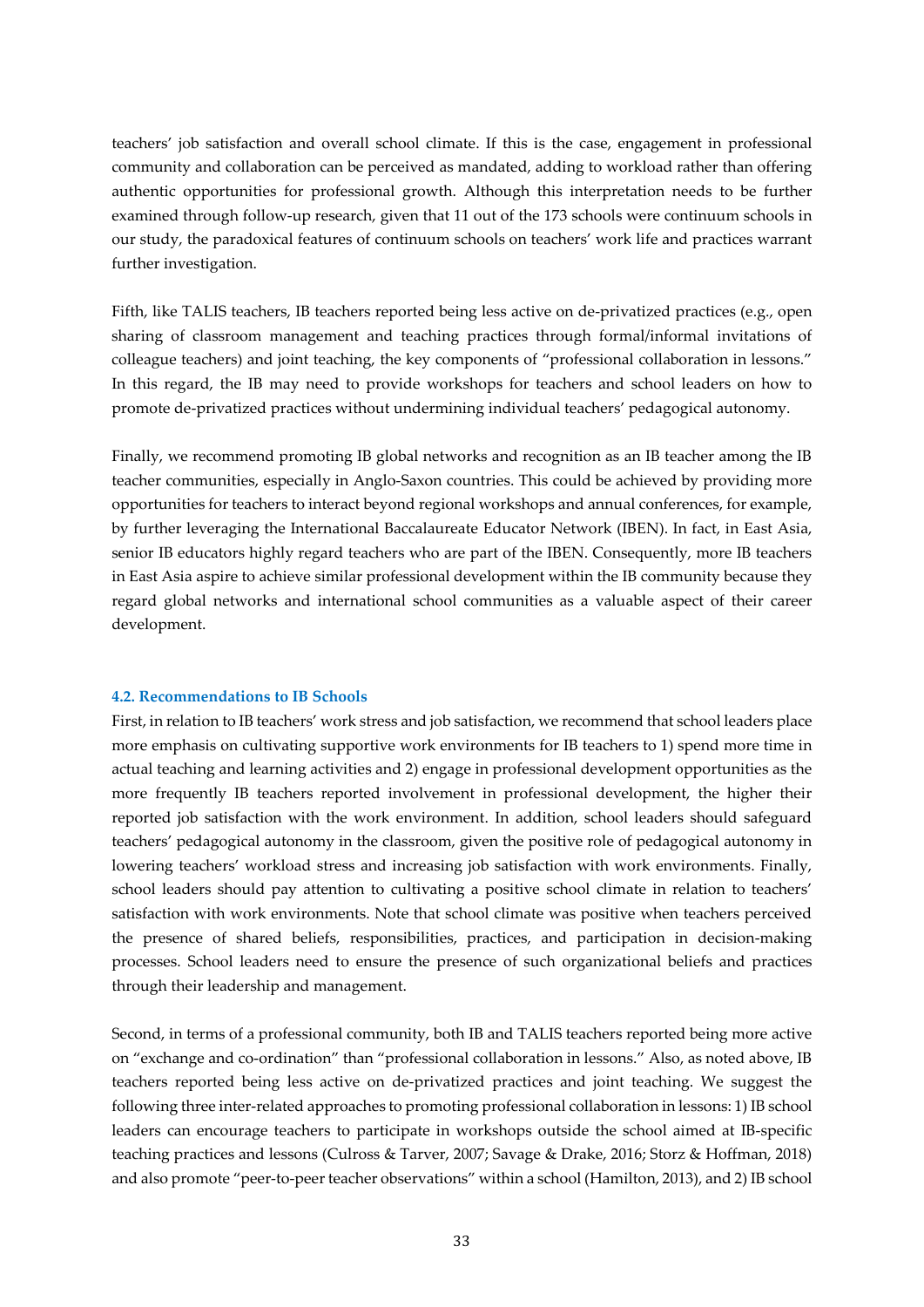teachers' job satisfaction and overall school climate. If this is the case, engagement in professional community and collaboration can be perceived as mandated, adding to workload rather than offering authentic opportunities for professional growth. Although this interpretation needs to be further examined through follow-up research, given that 11 out of the 173 schools were continuum schools in our study, the paradoxical features of continuum schools on teachers' work life and practices warrant further investigation.

Fifth, like TALIS teachers, IB teachers reported being less active on de-privatized practices (e.g., open sharing of classroom management and teaching practices through formal/informal invitations of colleague teachers) and joint teaching, the key components of "professional collaboration in lessons." In this regard, the IB may need to provide workshops for teachers and school leaders on how to promote de-privatized practices without undermining individual teachers' pedagogical autonomy.

Finally, we recommend promoting IB global networks and recognition as an IB teacher among the IB teacher communities, especially in Anglo-Saxon countries. This could be achieved by providing more opportunities for teachers to interact beyond regional workshops and annual conferences, for example, by further leveraging the International Baccalaureate Educator Network (IBEN). In fact, in East Asia, senior IB educators highly regard teachers who are part of the IBEN. Consequently, more IB teachers in East Asia aspire to achieve similar professional development within the IB community because they regard global networks and international school communities as a valuable aspect of their career development.

### 4.2. Recommendations to IB Schools

First, in relation to IB teachers' work stress and job satisfaction, we recommend that school leaders place more emphasis on cultivating supportive work environments for IB teachers to 1) spend more time in actual teaching and learning activities and 2) engage in professional development opportunities as the more frequently IB teachers reported involvement in professional development, the higher their reported job satisfaction with the work environment. In addition, school leaders should safeguard teachers' pedagogical autonomy in the classroom, given the positive role of pedagogical autonomy in lowering teachers' workload stress and increasing job satisfaction with work environments. Finally, school leaders should pay attention to cultivating a positive school climate in relation to teachers' satisfaction with work environments. Note that school climate was positive when teachers perceived the presence of shared beliefs, responsibilities, practices, and participation in decision-making processes. School leaders need to ensure the presence of such organizational beliefs and practices through their leadership and management.

Second, in terms of a professional community, both IB and TALIS teachers reported being more active on "exchange and co-ordination" than "professional collaboration in lessons." Also, as noted above, IB teachers reported being less active on de-privatized practices and joint teaching. We suggest the following three inter-related approaches to promoting professional collaboration in lessons: 1) IB school leaders can encourage teachers to participate in workshops outside the school aimed at IB-specific teaching practices and lessons (Culross & Tarver, 2007; Savage & Drake, 2016; Storz & Hoffman, 2018) and also promote "peer-to-peer teacher observations" within a school (Hamilton, 2013), and 2) IB school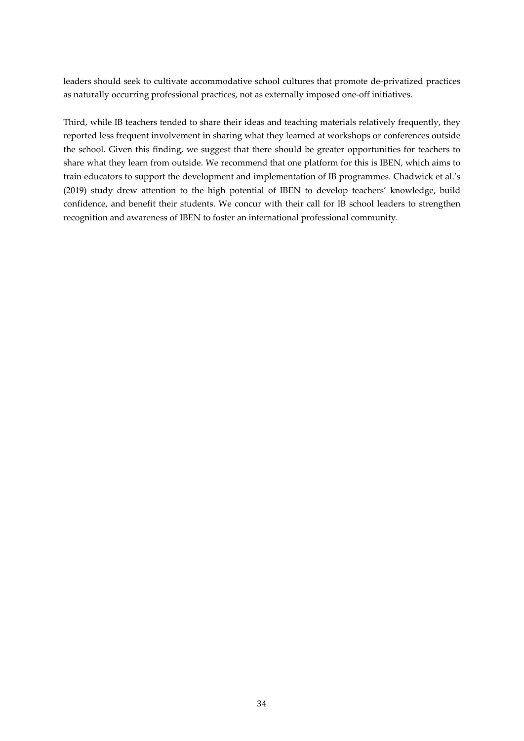leaders should seek to cultivate accommodative school cultures that promote de-privatized practices as naturally occurring professional practices, not as externally imposed one-off initiatives.

Third, while IB teachers tended to share their ideas and teaching materials relatively frequently, they reported less frequent involvement in sharing what they learned at workshops or conferences outside the school. Given this finding, we suggest that there should be greater opportunities for teachers to share what they learn from outside. We recommend that one platform for this is IBEN, which aims to train educators to support the development and implementation of IB programmes. Chadwick et al.'s (2019) study drew attention to the high potential of IBEN to develop teachers' knowledge, build confidence, and benefit their students. We concur with their call for IB school leaders to strengthen recognition and awareness of IBEN to foster an international professional community.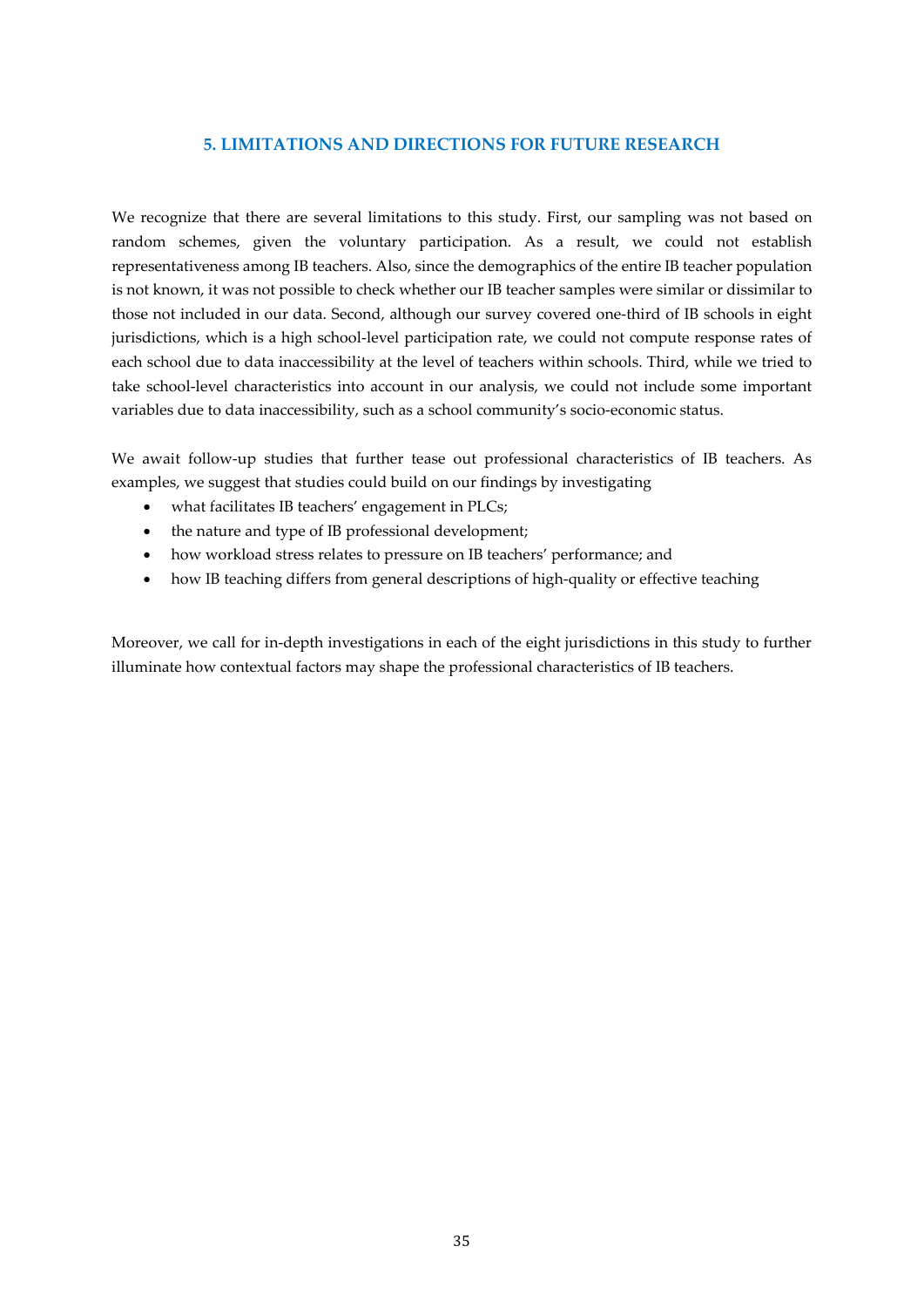## 5. LIMITATIONS AND DIRECTIONS FOR FUTURE RESEARCH

We recognize that there are several limitations to this study. First, our sampling was not based on random schemes, given the voluntary participation. As a result, we could not establish representativeness among IB teachers. Also, since the demographics of the entire IB teacher population is not known, it was not possible to check whether our IB teacher samples were similar or dissimilar to those not included in our data. Second, although our survey covered one-third of IB schools in eight jurisdictions, which is a high school-level participation rate, we could not compute response rates of each school due to data inaccessibility at the level of teachers within schools. Third, while we tried to take school-level characteristics into account in our analysis, we could not include some important variables due to data inaccessibility, such as a school community's socio-economic status.

We await follow-up studies that further tease out professional characteristics of IB teachers. As examples, we suggest that studies could build on our findings by investigating

- what facilitates IB teachers' engagement in PLCs;
- the nature and type of IB professional development;
- how workload stress relates to pressure on IB teachers' performance; and
- how IB teaching differs from general descriptions of high-quality or effective teaching

Moreover, we call for in-depth investigations in each of the eight jurisdictions in this study to further illuminate how contextual factors may shape the professional characteristics of IB teachers.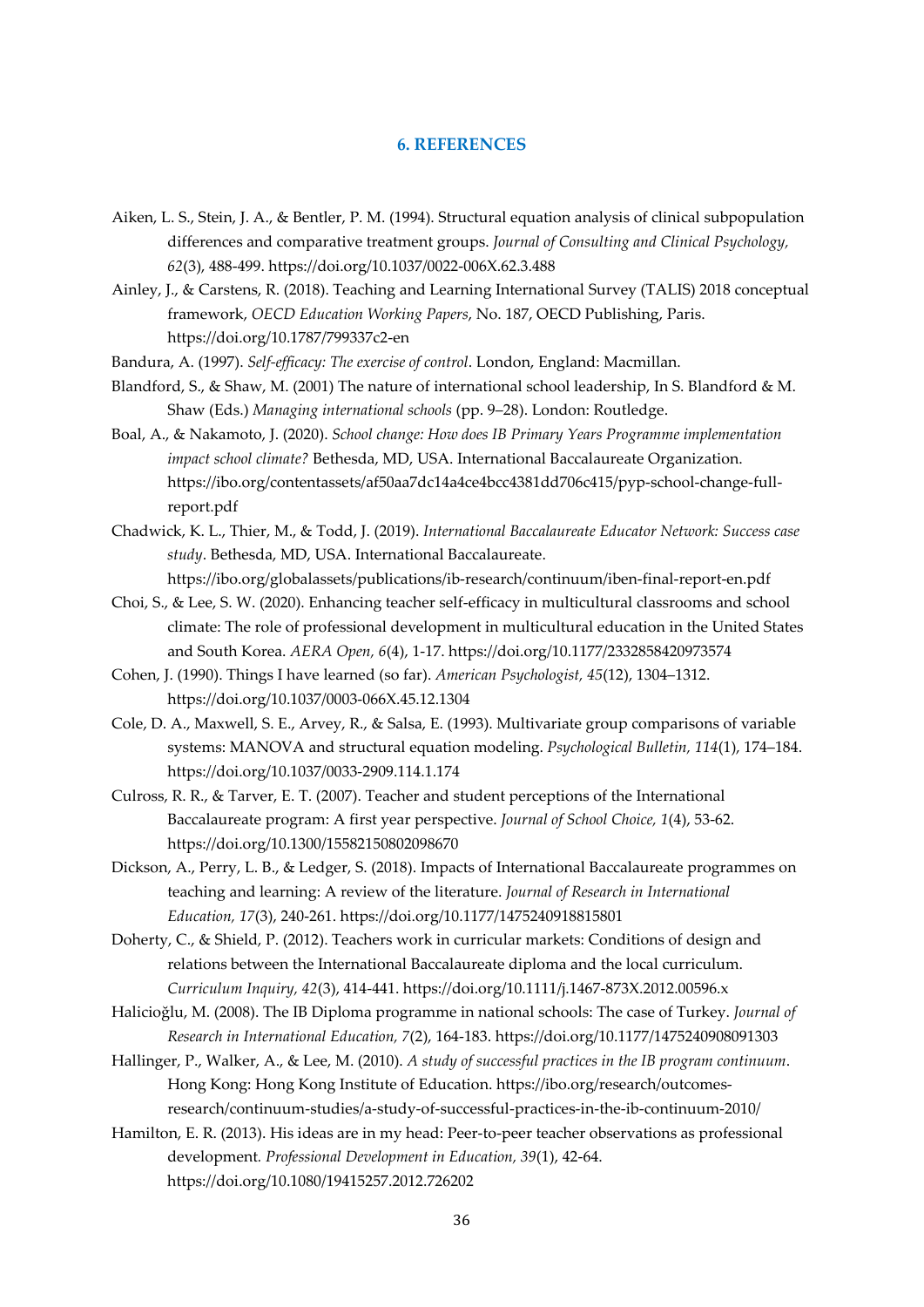## 6. REFERENCES

Aiken, L. S., Stein, J. A., & Bentler, P. M. (1994). Structural equation analysis of clinical subpopulation differences and comparative treatment groups. *Journal of Consulting and Clinical Psychology, 62*(3), 488-499. https://doi.org/10.1037/0022-006X.62.3.488

Ainley, J., & Carstens, R. (2018). Teaching and Learning International Survey (TALIS) 2018 conceptual framework, *OECD Education Working Papers*, No. 187, OECD Publishing, Paris. https://doi.org/10.1787/799337c2-en

Bandura, A. (1997). *Self-efficacy: The exercise of control*. London, England: Macmillan.

Blandford, S., & Shaw, M. (2001) The nature of international school leadership, In S. Blandford & M. Shaw (Eds.) *Managing international schools* (pp. 9–28). London: Routledge.

Boal, A., & Nakamoto, J. (2020). *School change: How does IB Primary Years Programme implementation impact school climate?* Bethesda, MD, USA. International Baccalaureate Organization. https://ibo.org/contentassets/af50aa7dc14a4ce4bcc4381dd706c415/pyp-school-change-full-report.pdf

Chadwick, K. L., Thier, M., & Todd, J. (2019). *International Baccalaureate Educator Network: Success case study*. Bethesda, MD, USA. International Baccalaureate. https://ibo.org/globalassets/publications/ib-research/continuum/iben-final-report-en.pdf

Choi, S., & Lee, S. W. (2020). Enhancing teacher self-efficacy in multicultural classrooms and school climate: The role of professional development in multicultural education in the United States and South Korea. *AERA Open, 6*(4), 1-17. https://doi.org/10.1177/2332858420973574

Cohen, J. (1990). Things I have learned (so far). *American Psychologist, 45*(12), 1304–1312. https://doi.org/10.1037/0003-066X.45.12.1304

Cole, D. A., Maxwell, S. E., Arvey, R., & Salsa, E. (1993). Multivariate group comparisons of variable systems: MANOVA and structural equation modeling. *Psychological Bulletin, 114*(1), 174–184. https://doi.org/10.1037/0033-2909.114.1.174

Culross, R. R., & Tarver, E. T. (2007). Teacher and student perceptions of the International Baccalaureate program: A first year perspective. *Journal of School Choice, 1*(4), 53-62. https://doi.org/10.1300/15582150802098670

Dickson, A., Perry, L. B., & Ledger, S. (2018). Impacts of International Baccalaureate programmes on teaching and learning: A review of the literature. *Journal of Research in International Education, 17*(3), 240-261. https://doi.org/10.1177/1475240918815801

Doherty, C., & Shield, P. (2012). Teachers work in curricular markets: Conditions of design and relations between the International Baccalaureate diploma and the local curriculum. *Curriculum Inquiry, 42*(3), 414-441. https://doi.org/10.1111/j.1467-873X.2012.00596.x

Halicioğlu, M. (2008). The IB Diploma programme in national schools: The case of Turkey. *Journal of Research in International Education, 7*(2), 164-183. https://doi.org/10.1177/1475240908091303

Hallinger, P., Walker, A., & Lee, M. (2010). *A study of successful practices in the IB program continuum*. Hong Kong: Hong Kong Institute of Education. https://ibo.org/research/outcomes-research/continuum-studies/a-study-of-successful-practices-in-the-ib-continuum-2010/

Hamilton, E. R. (2013). His ideas are in my head: Peer-to-peer teacher observations as professional development. *Professional Development in Education, 39*(1), 42-64. https://doi.org/10.1080/19415257.2012.726202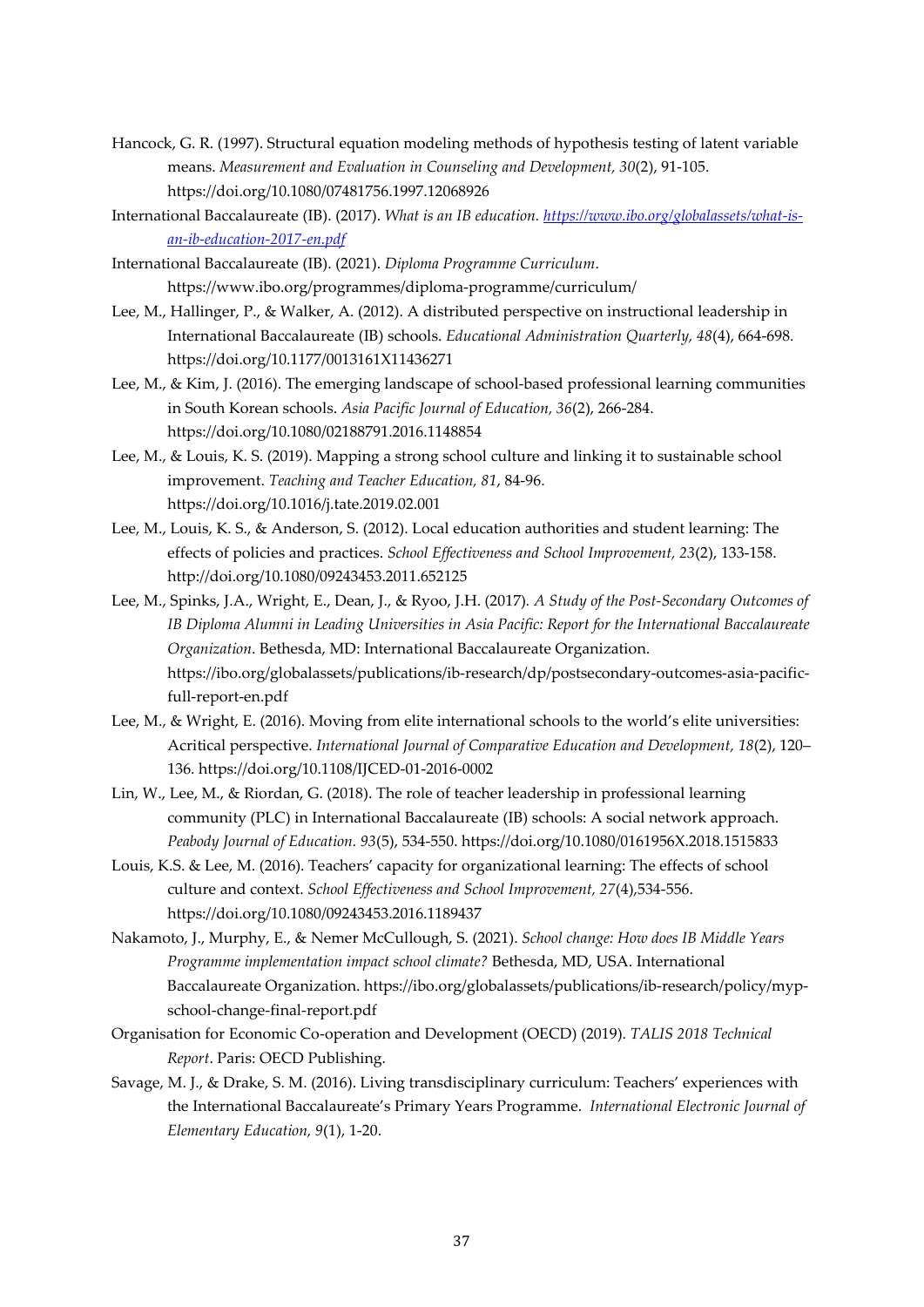Hancock, G. R. (1997). Structural equation modeling methods of hypothesis testing of latent variable means. *Measurement and Evaluation in Counseling and Development, 30*(2), 91-105. https://doi.org/10.1080/07481756.1997.12068926

International Baccalaureate (IB). (2017). *What is an IB education.* [https://www.ibo.org/globalassets/what-is-an-ib-education-2017-en.pdf](https://www.ibo.org/globalassets/what-is-an-ib-education-2017-en.pdf)

International Baccalaureate (IB). (2021). *Diploma Programme Curriculum*. https://www.ibo.org/programmes/diploma-programme/curriculum/

Lee, M., Hallinger, P., & Walker, A. (2012). A distributed perspective on instructional leadership in International Baccalaureate (IB) schools. *Educational Administration Quarterly, 48*(4), 664-698. https://doi.org/10.1177/0013161X11436271

Lee, M., & Kim, J. (2016). The emerging landscape of school-based professional learning communities in South Korean schools. *Asia Pacific Journal of Education, 36*(2), 266-284. https://doi.org/10.1080/02188791.2016.1148854

Lee, M., & Louis, K. S. (2019). Mapping a strong school culture and linking it to sustainable school improvement. *Teaching and Teacher Education, 81*, 84-96. https://doi.org/10.1016/j.tate.2019.02.001

Lee, M., Louis, K. S., & Anderson, S. (2012). Local education authorities and student learning: The effects of policies and practices. *School Effectiveness and School Improvement, 23*(2), 133-158. http://doi.org/10.1080/09243453.2011.652125

Lee, M., Spinks, J.A., Wright, E., Dean, J., & Ryoo, J.H. (2017). *A Study of the Post-Secondary Outcomes of IB Diploma Alumni in Leading Universities in Asia Pacific: Report for the International Baccalaureate Organization*. Bethesda, MD: International Baccalaureate Organization. https://ibo.org/globalassets/publications/ib-research/dp/postsecondary-outcomes-asia-pacific-full-report-en.pdf

Lee, M., & Wright, E. (2016). Moving from elite international schools to the world's elite universities: Acritical perspective. *International Journal of Comparative Education and Development, 18*(2), 120–136. https://doi.org/10.1108/IJCED-01-2016-0002

Lin, W., Lee, M., & Riordan, G. (2018). The role of teacher leadership in professional learning community (PLC) in International Baccalaureate (IB) schools: A social network approach. *Peabody Journal of Education. 93*(5), 534-550. https://doi.org/10.1080/0161956X.2018.1515833

Louis, K.S. & Lee, M. (2016). Teachers' capacity for organizational learning: The effects of school culture and context. *School Effectiveness and School Improvement, 27*(4),534-556. https://doi.org/10.1080/09243453.2016.1189437

Nakamoto, J., Murphy, E., & Nemer McCullough, S. (2021). *School change: How does IB Middle Years Programme implementation impact school climate?* Bethesda, MD, USA. International Baccalaureate Organization. https://ibo.org/globalassets/publications/ib-research/policy/myp-school-change-final-report.pdf

Organisation for Economic Co-operation and Development (OECD) (2019). *TALIS 2018 Technical Report*. Paris: OECD Publishing.

Savage, M. J., & Drake, S. M. (2016). Living transdisciplinary curriculum: Teachers' experiences with the International Baccalaureate's Primary Years Programme. *International Electronic Journal of Elementary Education, 9*(1), 1-20.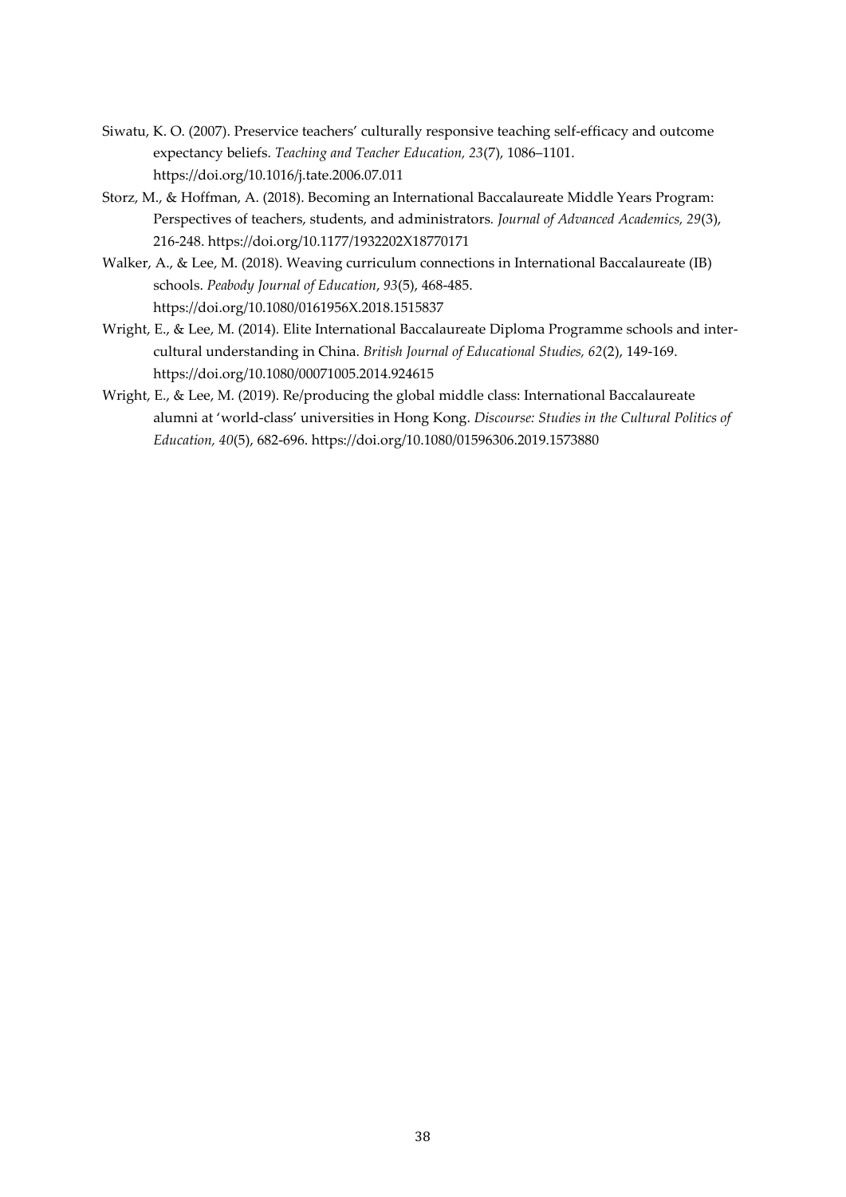Siwatu, K. O. (2007). Preservice teachers' culturally responsive teaching self-efficacy and outcome expectancy beliefs. *Teaching and Teacher Education, 23*(7), 1086–1101. https://doi.org/10.1016/j.tate.2006.07.011

Storz, M., & Hoffman, A. (2018). Becoming an International Baccalaureate Middle Years Program: Perspectives of teachers, students, and administrators. *Journal of Advanced Academics, 29*(3), 216-248. https://doi.org/10.1177/1932202X18770171

Walker, A., & Lee, M. (2018). Weaving curriculum connections in International Baccalaureate (IB) schools. *Peabody Journal of Education*, *93*(5), 468-485. https://doi.org/10.1080/0161956X.2018.1515837

Wright, E., & Lee, M. (2014). Elite International Baccalaureate Diploma Programme schools and inter-cultural understanding in China. *British Journal of Educational Studies, 62*(2), 149-169. https://doi.org/10.1080/00071005.2014.924615

Wright, E., & Lee, M. (2019). Re/producing the global middle class: International Baccalaureate alumni at 'world-class' universities in Hong Kong. *Discourse: Studies in the Cultural Politics of Education, 40*(5), 682-696. https://doi.org/10.1080/01596306.2019.1573880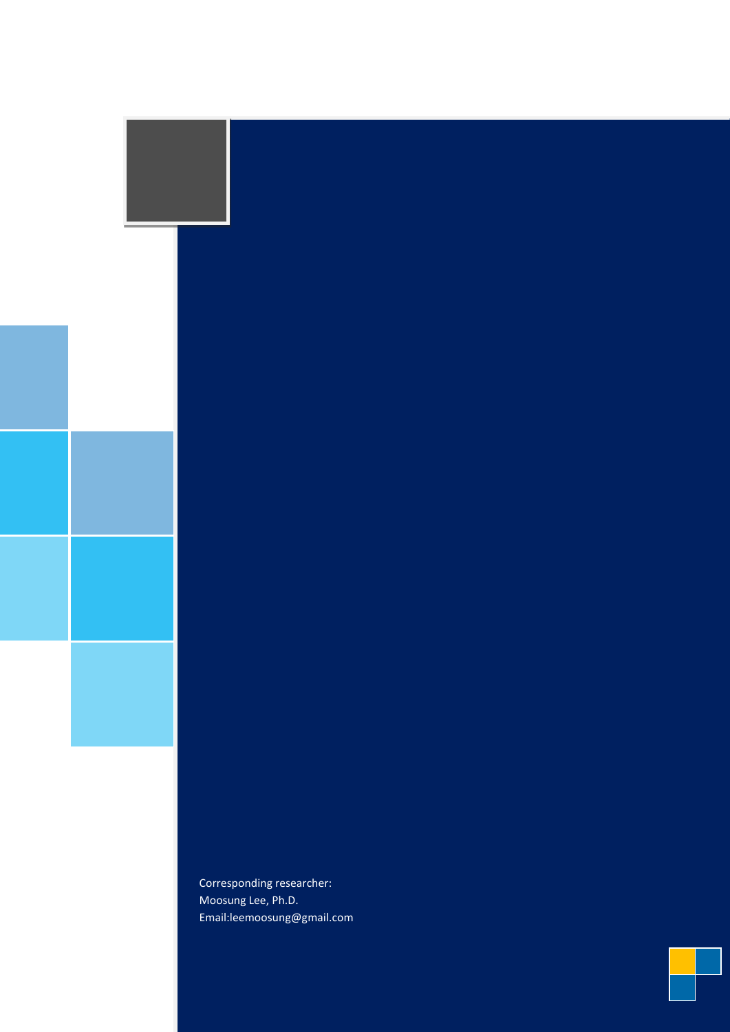Corresponding researcher:
Moosung Lee, Ph.D.
Email:leemoosung@gmail.com